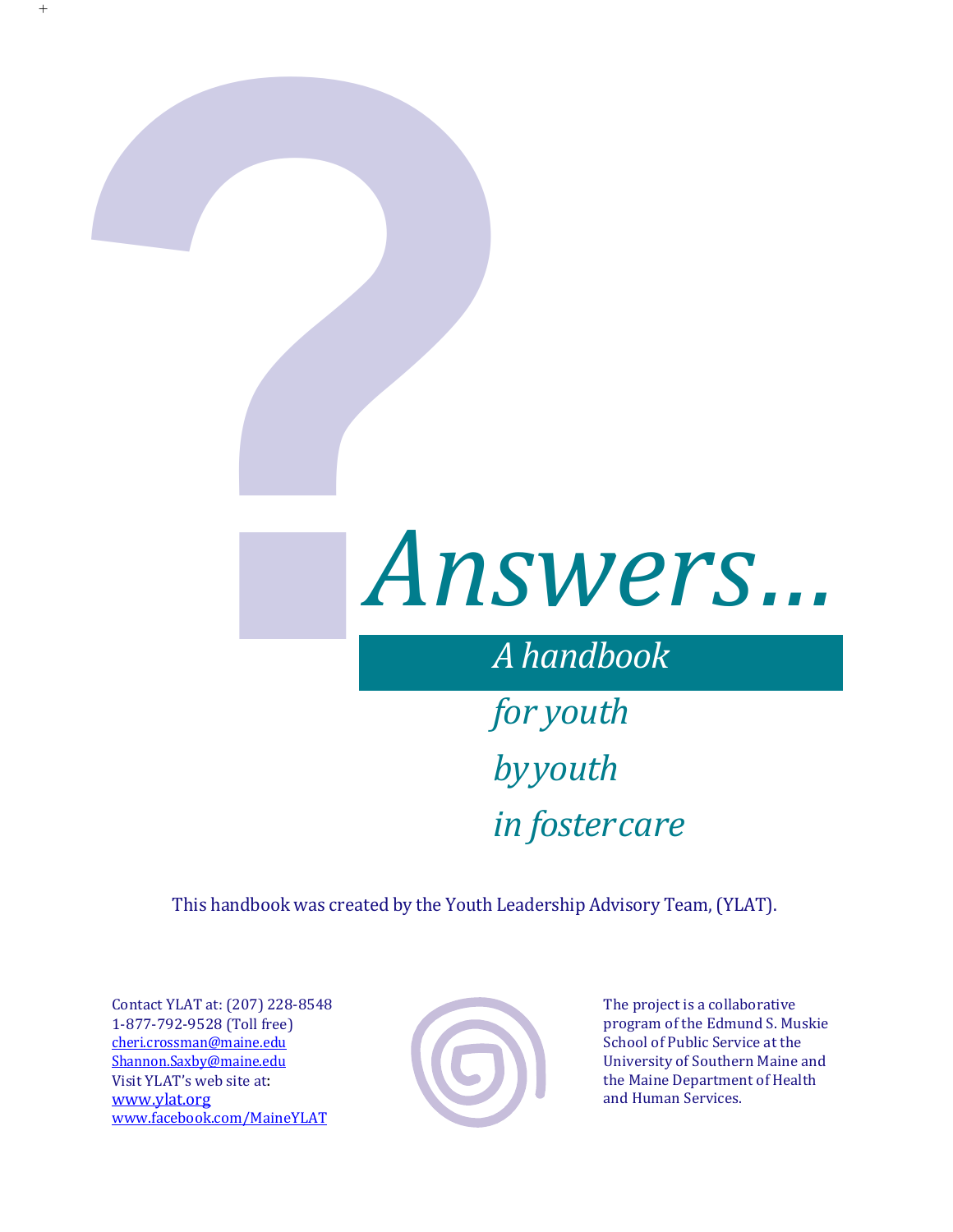# *Answers…*

*A handbook*

*for youth*

*by youth*

*in foster care*

This handbook was created by the Youth Leadership Advisory Team, (YLAT).

Contact YLAT at: (207) 228-8548
1-877-792-9528 (Toll free)
cheri.crossman@maine.edu
Shannon.Saxby@maine.edu
Visit YLAT's web site at:
www.ylat.org
www.facebook.com/MaineYLAT

The project is a collaborative program of the Edmund S. Muskie School of Public Service at the University of Southern Maine and the Maine Department of Health and Human Services.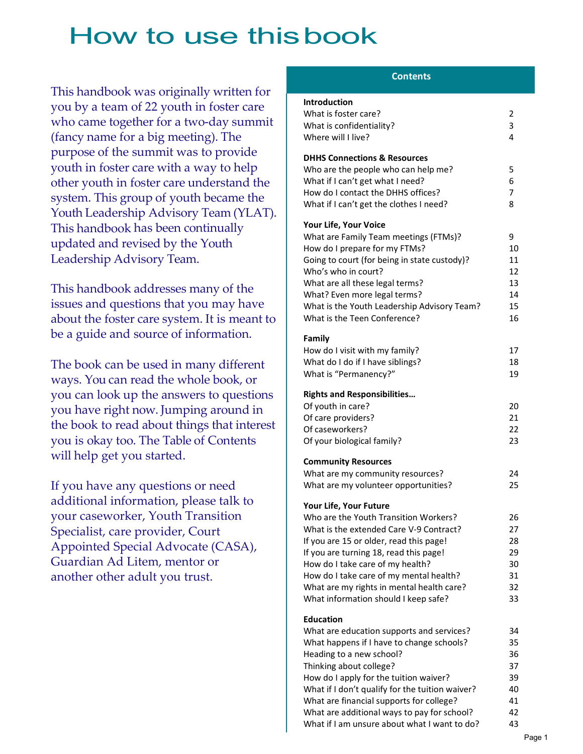# How to use this book

This handbook was originally written for you by a team of 22 youth in foster care who came together for a two-day summit (fancy name for a big meeting). The purpose of the summit was to provide youth in foster care with a way to help other youth in foster care understand the system. This group of youth became the Youth Leadership Advisory Team (YLAT). This handbook has been continually updated and revised by the Youth Leadership Advisory Team.

This handbook addresses many of the issues and questions that you may have about the foster care system. It is meant to be a guide and source of information.

The book can be used in many different ways. You can read the whole book, or you can look up the answers to questions you have right now. Jumping around in the book to read about things that interest you is okay too. The Table of Contents will help get you started.

If you have any questions or need additional information, please talk to your caseworker, Youth Transition Specialist, care provider, Court Appointed Special Advocate (CASA), Guardian Ad Litem, mentor or another other adult you trust.

## Contents

| | |
|---|---|
| **Introduction** | |
| What is foster care? | 2 |
| What is confidentiality? | 3 |
| Where will I live? | 4 |
| **DHHS Connections & Resources** | |
| Who are the people who can help me? | 5 |
| What if I can't get what I need? | 6 |
| How do I contact the DHHS offices? | 7 |
| What if I can't get the clothes I need? | 8 |
| **Your Life, Your Voice** | |
| What are Family Team meetings (FTMs)? | 9 |
| How do I prepare for my FTMs? | 10 |
| Going to court (for being in state custody)? | 11 |
| Who's who in court? | 12 |
| What are all these legal terms? | 13 |
| What? Even more legal terms? | 14 |
| What is the Youth Leadership Advisory Team? | 15 |
| What is the Teen Conference? | 16 |
| **Family** | |
| How do I visit with my family? | 17 |
| What do I do if I have siblings? | 18 |
| What is "Permanency?" | 19 |
| **Rights and Responsibilities…** | |
| Of youth in care? | 20 |
| Of care providers? | 21 |
| Of caseworkers? | 22 |
| Of your biological family? | 23 |
| **Community Resources** | |
| What are my community resources? | 24 |
| What are my volunteer opportunities? | 25 |
| **Your Life, Your Future** | |
| Who are the Youth Transition Workers? | 26 |
| What is the extended Care V-9 Contract? | 27 |
| If you are 15 or older, read this page! | 28 |
| If you are turning 18, read this page! | 29 |
| How do I take care of my health? | 30 |
| How do I take care of my mental health? | 31 |
| What are my rights in mental health care? | 32 |
| What information should I keep safe? | 33 |
| **Education** | |
| What are education supports and services? | 34 |
| What happens if I have to change schools? | 35 |
| Heading to a new school? | 36 |
| Thinking about college? | 37 |
| How do I apply for the tuition waiver? | 39 |
| What if I don't qualify for the tuition waiver? | 40 |
| What are financial supports for college? | 41 |
| What are additional ways to pay for school? | 42 |
| What if I am unsure about what I want to do? | 43 |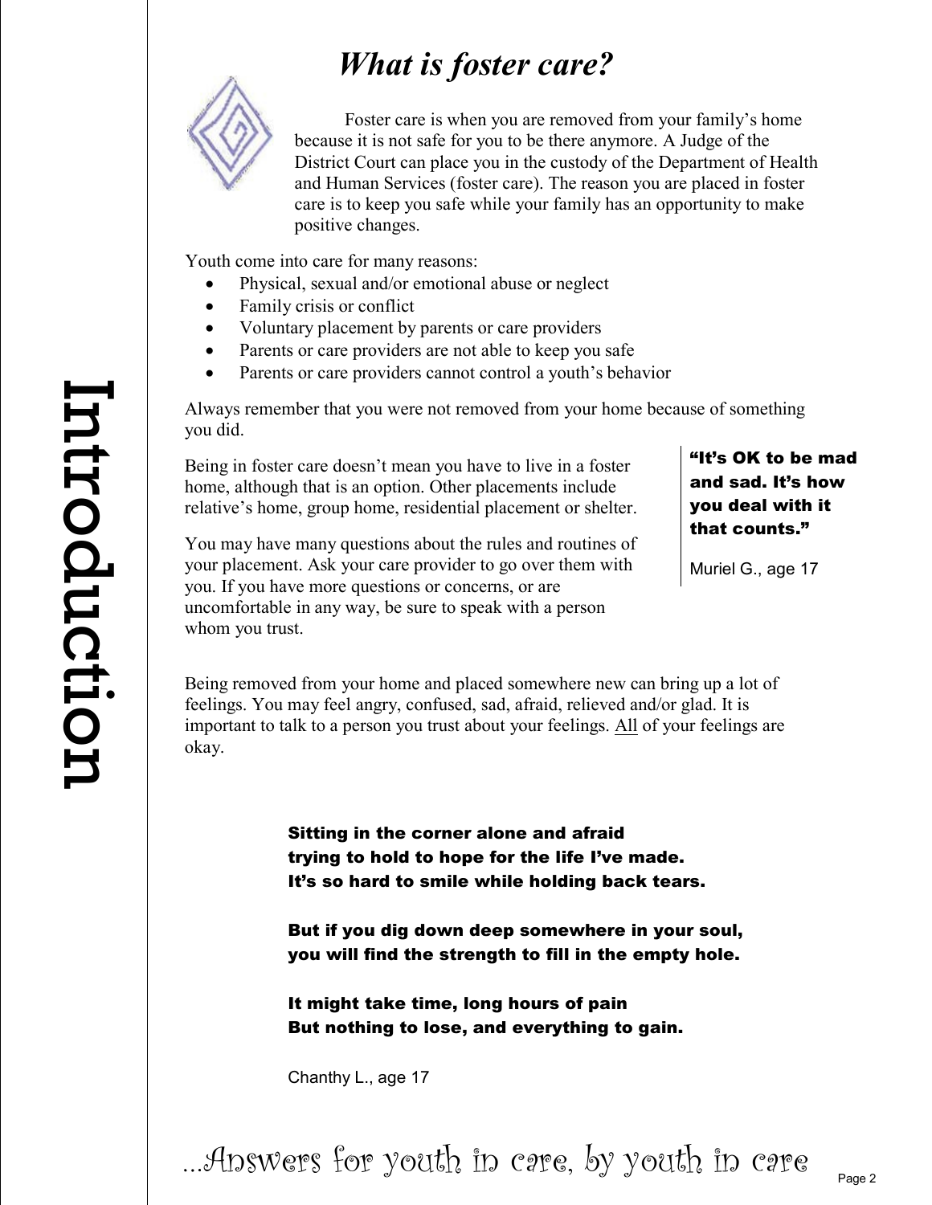Introduction

# *What is foster care?*

Foster care is when you are removed from your family's home because it is not safe for you to be there anymore. A Judge of the District Court can place you in the custody of the Department of Health and Human Services (foster care). The reason you are placed in foster care is to keep you safe while your family has an opportunity to make positive changes.

Youth come into care for many reasons:

- Physical, sexual and/or emotional abuse or neglect
- Family crisis or conflict
- Voluntary placement by parents or care providers
- Parents or care providers are not able to keep you safe
- Parents or care providers cannot control a youth's behavior

Always remember that you were not removed from your home because of something you did.

Being in foster care doesn't mean you have to live in a foster home, although that is an option. Other placements include relative's home, group home, residential placement or shelter.

You may have many questions about the rules and routines of your placement. Ask your care provider to go over them with you. If you have more questions or concerns, or are uncomfortable in any way, be sure to speak with a person whom you trust.

**"It's OK to be mad and sad. It's how you deal with it that counts."**

Muriel G., age 17

Being removed from your home and placed somewhere new can bring up a lot of feelings. You may feel angry, confused, sad, afraid, relieved and/or glad. It is important to talk to a person you trust about your feelings. <u>All</u> of your feelings are okay.

**Sitting in the corner alone and afraid**
**trying to hold to hope for the life I've made.**
**It's so hard to smile while holding back tears.**

**But if you dig down deep somewhere in your soul,**
**you will find the strength to fill in the empty hole.**

**It might take time, long hours of pain**
**But nothing to lose, and everything to gain.**

Chanthy L., age 17

...Answers for youth in care, by youth in care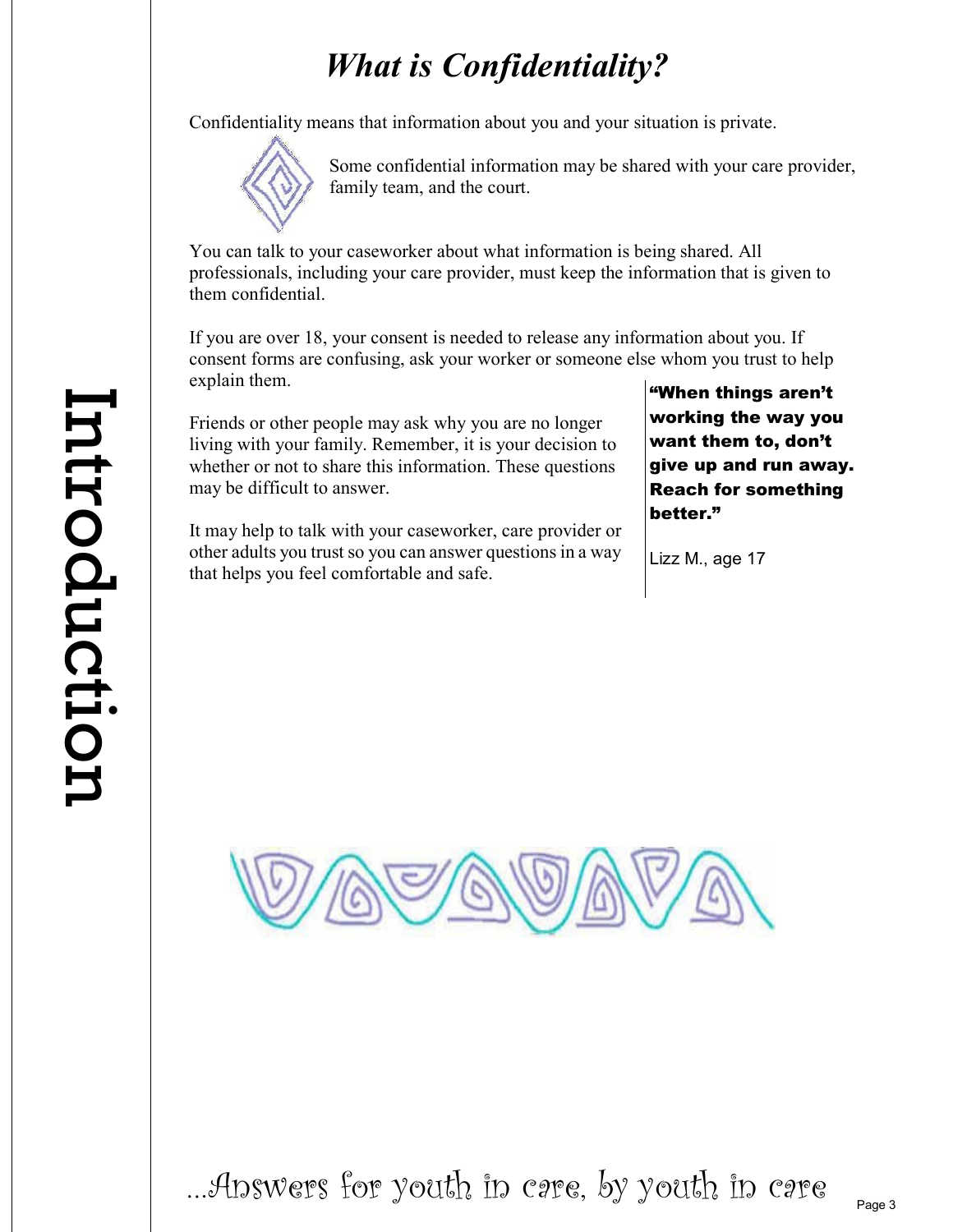# *What is Confidentiality?*

Confidentiality means that information about you and your situation is private.

Some confidential information may be shared with your care provider, family team, and the court.

You can talk to your caseworker about what information is being shared. All professionals, including your care provider, must keep the information that is given to them confidential.

If you are over 18, your consent is needed to release any information about you. If consent forms are confusing, ask your worker or someone else whom you trust to help explain them.

Friends or other people may ask why you are no longer living with your family. Remember, it is your decision to whether or not to share this information. These questions may be difficult to answer.

It may help to talk with your caseworker, care provider or other adults you trust so you can answer questions in a way that helps you feel comfortable and safe.

**"When things aren't working the way you want them to, don't give up and run away. Reach for something better."**

Lizz M., age 17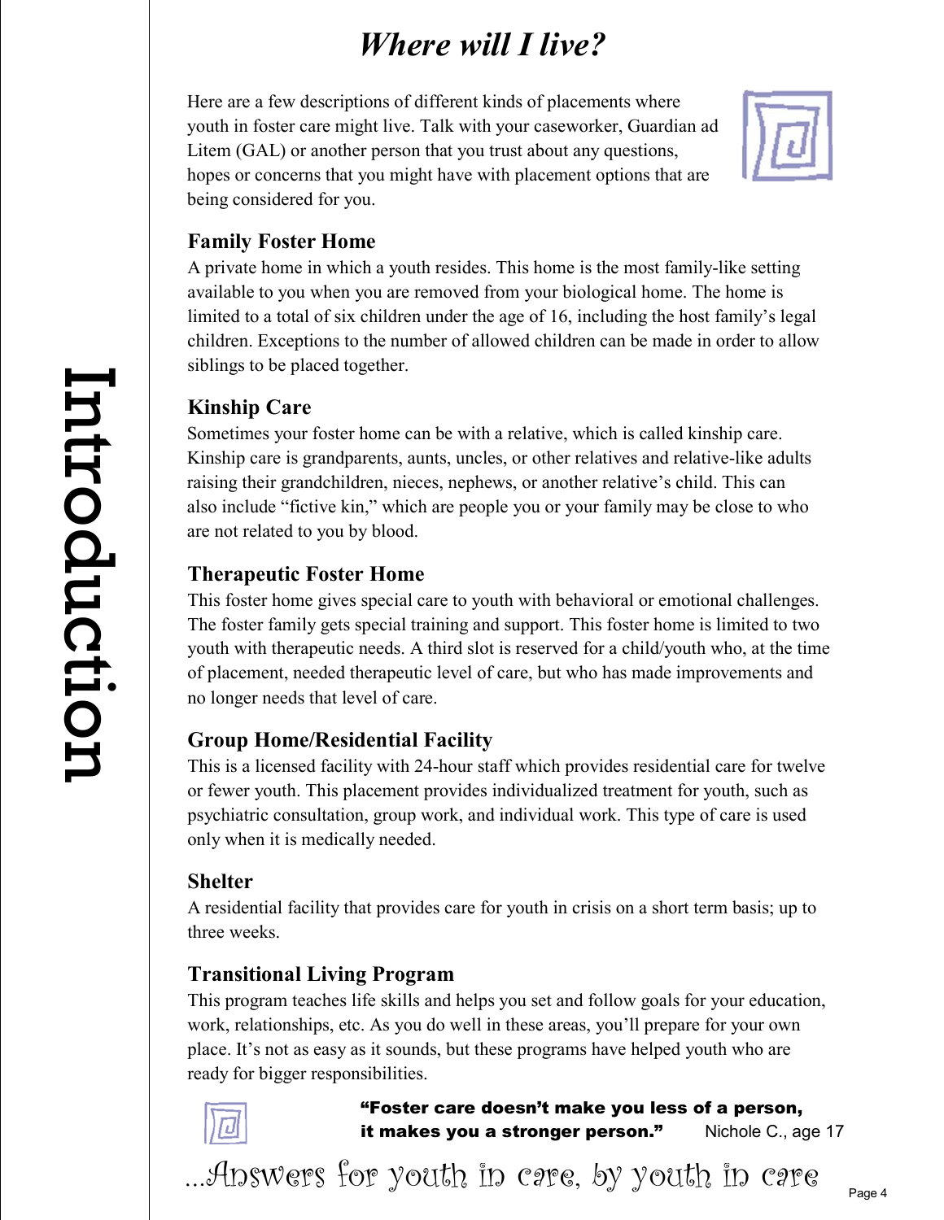# *Where will I live?*

Here are a few descriptions of different kinds of placements where youth in foster care might live. Talk with your caseworker, Guardian ad Litem (GAL) or another person that you trust about any questions, hopes or concerns that you might have with placement options that are being considered for you.

### Family Foster Home

A private home in which a youth resides. This home is the most family-like setting available to you when you are removed from your biological home. The home is limited to a total of six children under the age of 16, including the host family's legal children. Exceptions to the number of allowed children can be made in order to allow siblings to be placed together.

### Kinship Care

Sometimes your foster home can be with a relative, which is called kinship care. Kinship care is grandparents, aunts, uncles, or other relatives and relative-like adults raising their grandchildren, nieces, nephews, or another relative's child. This can also include "fictive kin," which are people you or your family may be close to who are not related to you by blood.

### Therapeutic Foster Home

This foster home gives special care to youth with behavioral or emotional challenges. The foster family gets special training and support. This foster home is limited to two youth with therapeutic needs. A third slot is reserved for a child/youth who, at the time of placement, needed therapeutic level of care, but who has made improvements and no longer needs that level of care.

### Group Home/Residential Facility

This is a licensed facility with 24-hour staff which provides residential care for twelve or fewer youth. This placement provides individualized treatment for youth, such as psychiatric consultation, group work, and individual work. This type of care is used only when it is medically needed.

### Shelter

A residential facility that provides care for youth in crisis on a short term basis; up to three weeks.

### Transitional Living Program

This program teaches life skills and helps you set and follow goals for your education, work, relationships, etc. As you do well in these areas, you'll prepare for your own place. It's not as easy as it sounds, but these programs have helped youth who are ready for bigger responsibilities.

**"Foster care doesn't make you less of a person, it makes you a stronger person."** Nichole C., age 17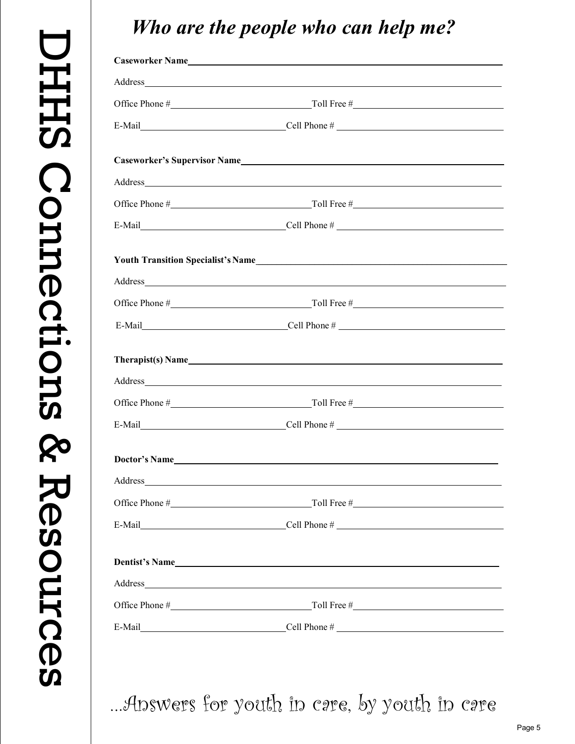# *Who are the people who can help me?*

**Caseworker Name**\_\_\_\_\_\_\_\_\_\_\_\_\_\_\_\_\_\_\_\_\_\_\_\_\_\_\_\_\_\_\_\_\_\_\_\_\_\_\_\_

Address\_\_\_\_\_\_\_\_\_\_\_\_\_\_\_\_\_\_\_\_\_\_\_\_\_\_\_\_\_\_\_\_\_\_\_\_\_\_\_\_

Office Phone #\_\_\_\_\_\_\_\_\_\_\_\_\_\_\_\_\_\_\_\_ Toll Free #\_\_\_\_\_\_\_\_\_\_\_\_\_\_\_\_\_\_\_\_

E-Mail\_\_\_\_\_\_\_\_\_\_\_\_\_\_\_\_\_\_\_\_ Cell Phone # \_\_\_\_\_\_\_\_\_\_\_\_\_\_\_\_\_\_\_\_

**Caseworker's Supervisor Name**\_\_\_\_\_\_\_\_\_\_\_\_\_\_\_\_\_\_\_\_\_\_\_\_\_\_\_\_\_\_\_\_\_\_\_\_\_\_\_\_

Address\_\_\_\_\_\_\_\_\_\_\_\_\_\_\_\_\_\_\_\_\_\_\_\_\_\_\_\_\_\_\_\_\_\_\_\_\_\_\_\_

Office Phone #\_\_\_\_\_\_\_\_\_\_\_\_\_\_\_\_\_\_\_\_ Toll Free #\_\_\_\_\_\_\_\_\_\_\_\_\_\_\_\_\_\_\_\_

E-Mail\_\_\_\_\_\_\_\_\_\_\_\_\_\_\_\_\_\_\_\_ Cell Phone # \_\_\_\_\_\_\_\_\_\_\_\_\_\_\_\_\_\_\_\_

**Youth Transition Specialist's Name**\_\_\_\_\_\_\_\_\_\_\_\_\_\_\_\_\_\_\_\_\_\_\_\_\_\_\_\_\_\_\_\_\_\_\_\_\_\_\_\_

Address\_\_\_\_\_\_\_\_\_\_\_\_\_\_\_\_\_\_\_\_\_\_\_\_\_\_\_\_\_\_\_\_\_\_\_\_\_\_\_\_

Office Phone #\_\_\_\_\_\_\_\_\_\_\_\_\_\_\_\_\_\_\_\_ Toll Free #\_\_\_\_\_\_\_\_\_\_\_\_\_\_\_\_\_\_\_\_

E-Mail\_\_\_\_\_\_\_\_\_\_\_\_\_\_\_\_\_\_\_\_ Cell Phone # \_\_\_\_\_\_\_\_\_\_\_\_\_\_\_\_\_\_\_\_

**Therapist(s) Name**\_\_\_\_\_\_\_\_\_\_\_\_\_\_\_\_\_\_\_\_\_\_\_\_\_\_\_\_\_\_\_\_\_\_\_\_\_\_\_\_

Address\_\_\_\_\_\_\_\_\_\_\_\_\_\_\_\_\_\_\_\_\_\_\_\_\_\_\_\_\_\_\_\_\_\_\_\_\_\_\_\_

Office Phone #\_\_\_\_\_\_\_\_\_\_\_\_\_\_\_\_\_\_\_\_ Toll Free #\_\_\_\_\_\_\_\_\_\_\_\_\_\_\_\_\_\_\_\_

E-Mail\_\_\_\_\_\_\_\_\_\_\_\_\_\_\_\_\_\_\_\_ Cell Phone # \_\_\_\_\_\_\_\_\_\_\_\_\_\_\_\_\_\_\_\_

**Doctor's Name**\_\_\_\_\_\_\_\_\_\_\_\_\_\_\_\_\_\_\_\_\_\_\_\_\_\_\_\_\_\_\_\_\_\_\_\_\_\_\_\_

Address\_\_\_\_\_\_\_\_\_\_\_\_\_\_\_\_\_\_\_\_\_\_\_\_\_\_\_\_\_\_\_\_\_\_\_\_\_\_\_\_

Office Phone #\_\_\_\_\_\_\_\_\_\_\_\_\_\_\_\_\_\_\_\_ Toll Free #\_\_\_\_\_\_\_\_\_\_\_\_\_\_\_\_\_\_\_\_

E-Mail\_\_\_\_\_\_\_\_\_\_\_\_\_\_\_\_\_\_\_\_ Cell Phone # \_\_\_\_\_\_\_\_\_\_\_\_\_\_\_\_\_\_\_\_

**Dentist's Name**\_\_\_\_\_\_\_\_\_\_\_\_\_\_\_\_\_\_\_\_\_\_\_\_\_\_\_\_\_\_\_\_\_\_\_\_\_\_\_\_

Address\_\_\_\_\_\_\_\_\_\_\_\_\_\_\_\_\_\_\_\_\_\_\_\_\_\_\_\_\_\_\_\_\_\_\_\_\_\_\_\_

Office Phone #\_\_\_\_\_\_\_\_\_\_\_\_\_\_\_\_\_\_\_\_ Toll Free #\_\_\_\_\_\_\_\_\_\_\_\_\_\_\_\_\_\_\_\_

E-Mail\_\_\_\_\_\_\_\_\_\_\_\_\_\_\_\_\_\_\_\_ Cell Phone # \_\_\_\_\_\_\_\_\_\_\_\_\_\_\_\_\_\_\_\_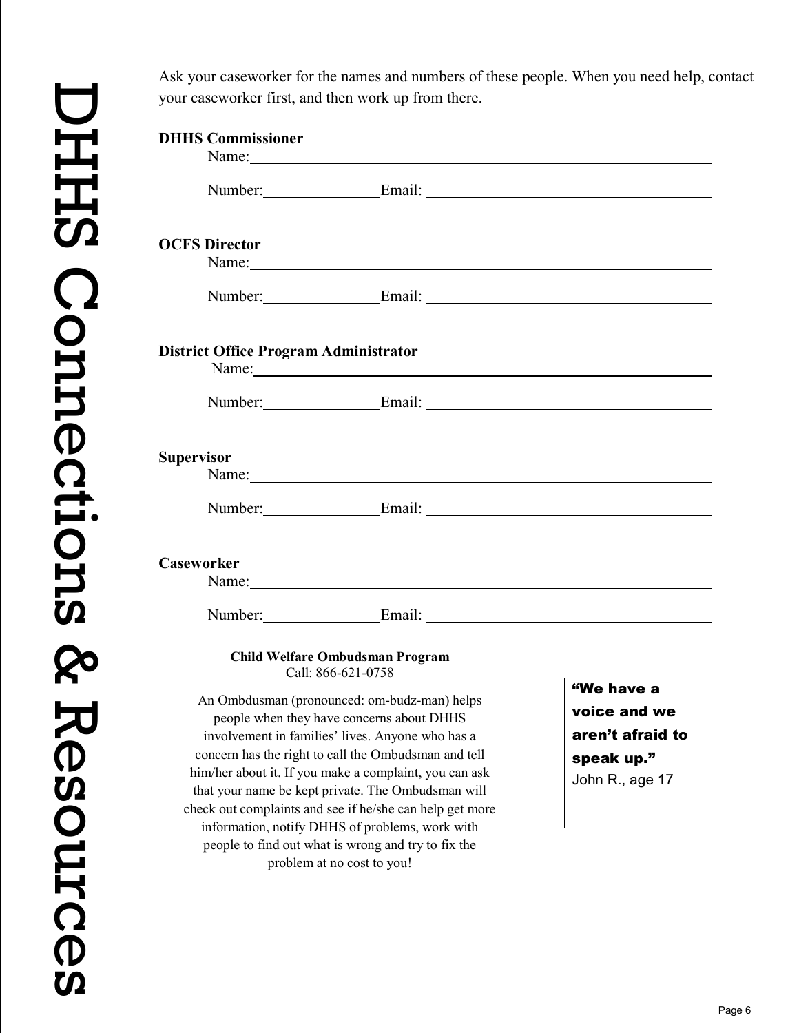Ask your caseworker for the names and numbers of these people. When you need help, contact your caseworker first, and then work up from there.

**DHHS Commissioner**

Name: ______________________________________________

Number: ______________ Email: ______________________________

**OCFS Director**

Name: ______________________________________________

Number: ______________ Email: ______________________________

**District Office Program Administrator**

Name: ______________________________________________

Number: ______________ Email: ______________________________

**Supervisor**

Name: ______________________________________________

Number: ______________ Email: ______________________________

**Caseworker**

Name: ______________________________________________

Number: ______________ Email: ______________________________

**Child Welfare Ombudsman Program**
Call: 866-621-0758

An Ombdusman (pronounced: om-budz-man) helps people when they have concerns about DHHS involvement in families' lives. Anyone who has a concern has the right to call the Ombudsman and tell him/her about it. If you make a complaint, you can ask that your name be kept private. The Ombudsman will check out complaints and see if he/she can help get more information, notify DHHS of problems, work with people to find out what is wrong and try to fix the problem at no cost to you!

**"We have a voice and we aren't afraid to speak up."**
John R., age 17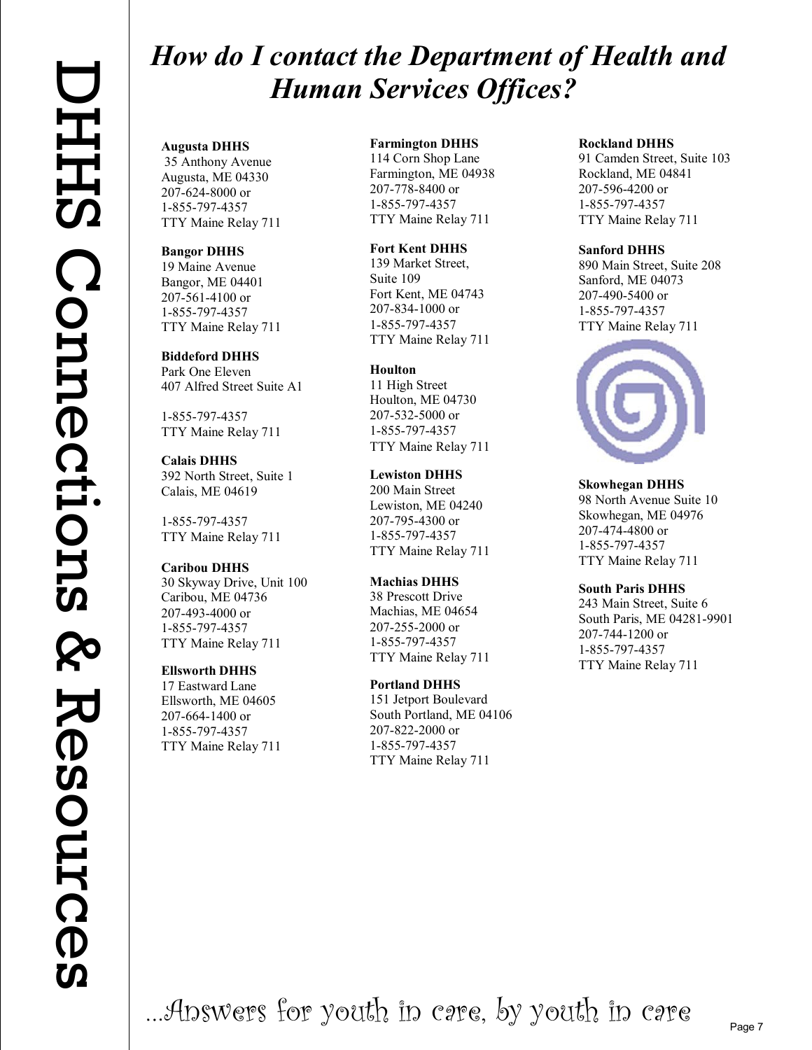# *How do I contact the Department of Health and Human Services Offices?*

**Augusta DHHS**
35 Anthony Avenue
Augusta, ME 04330
207-624-8000 or
1-855-797-4357
TTY Maine Relay 711

**Bangor DHHS**
19 Maine Avenue
Bangor, ME 04401
207-561-4100 or
1-855-797-4357
TTY Maine Relay 711

**Biddeford DHHS**
Park One Eleven
407 Alfred Street Suite A1

1-855-797-4357
TTY Maine Relay 711

**Calais DHHS**
392 North Street, Suite 1
Calais, ME 04619

1-855-797-4357
TTY Maine Relay 711

**Caribou DHHS**
30 Skyway Drive, Unit 100
Caribou, ME 04736
207-493-4000 or
1-855-797-4357
TTY Maine Relay 711

**Ellsworth DHHS**
17 Eastward Lane
Ellsworth, ME 04605
207-664-1400 or
1-855-797-4357
TTY Maine Relay 711

**Farmington DHHS**
114 Corn Shop Lane
Farmington, ME 04938
207-778-8400 or
1-855-797-4357
TTY Maine Relay 711

**Fort Kent DHHS**
139 Market Street,
Suite 109
Fort Kent, ME 04743
207-834-1000 or
1-855-797-4357
TTY Maine Relay 711

**Houlton**
11 High Street
Houlton, ME 04730
207-532-5000 or
1-855-797-4357
TTY Maine Relay 711

**Lewiston DHHS**
200 Main Street
Lewiston, ME 04240
207-795-4300 or
1-855-797-4357
TTY Maine Relay 711

**Machias DHHS**
38 Prescott Drive
Machias, ME 04654
207-255-2000 or
1-855-797-4357
TTY Maine Relay 711

**Portland DHHS**
151 Jetport Boulevard
South Portland, ME 04106
207-822-2000 or
1-855-797-4357
TTY Maine Relay 711

**Rockland DHHS**
91 Camden Street, Suite 103
Rockland, ME 04841
207-596-4200 or
1-855-797-4357
TTY Maine Relay 711

**Sanford DHHS**
890 Main Street, Suite 208
Sanford, ME 04073
207-490-5400 or
1-855-797-4357
TTY Maine Relay 711

**Skowhegan DHHS**
98 North Avenue Suite 10
Skowhegan, ME 04976
207-474-4800 or
1-855-797-4357
TTY Maine Relay 711

**South Paris DHHS**
243 Main Street, Suite 6
South Paris, ME 04281-9901
207-744-1200 or
1-855-797-4357
TTY Maine Relay 711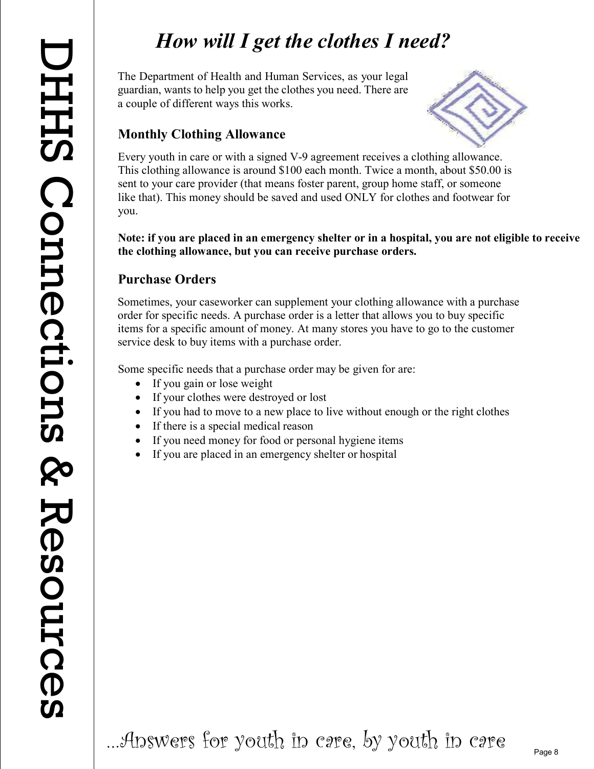# *How will I get the clothes I need?*

The Department of Health and Human Services, as your legal guardian, wants to help you get the clothes you need. There are a couple of different ways this works.

## Monthly Clothing Allowance

Every youth in care or with a signed V-9 agreement receives a clothing allowance. This clothing allowance is around $100 each month. Twice a month, about $50.00 is sent to your care provider (that means foster parent, group home staff, or someone like that). This money should be saved and used ONLY for clothes and footwear for you.

**Note: if you are placed in an emergency shelter or in a hospital, you are not eligible to receive the clothing allowance, but you can receive purchase orders.**

## Purchase Orders

Sometimes, your caseworker can supplement your clothing allowance with a purchase order for specific needs. A purchase order is a letter that allows you to buy specific items for a specific amount of money. At many stores you have to go to the customer service desk to buy items with a purchase order.

Some specific needs that a purchase order may be given for are:

- If you gain or lose weight
- If your clothes were destroyed or lost
- If you had to move to a new place to live without enough or the right clothes
- If there is a special medical reason
- If you need money for food or personal hygiene items
- If you are placed in an emergency shelter or hospital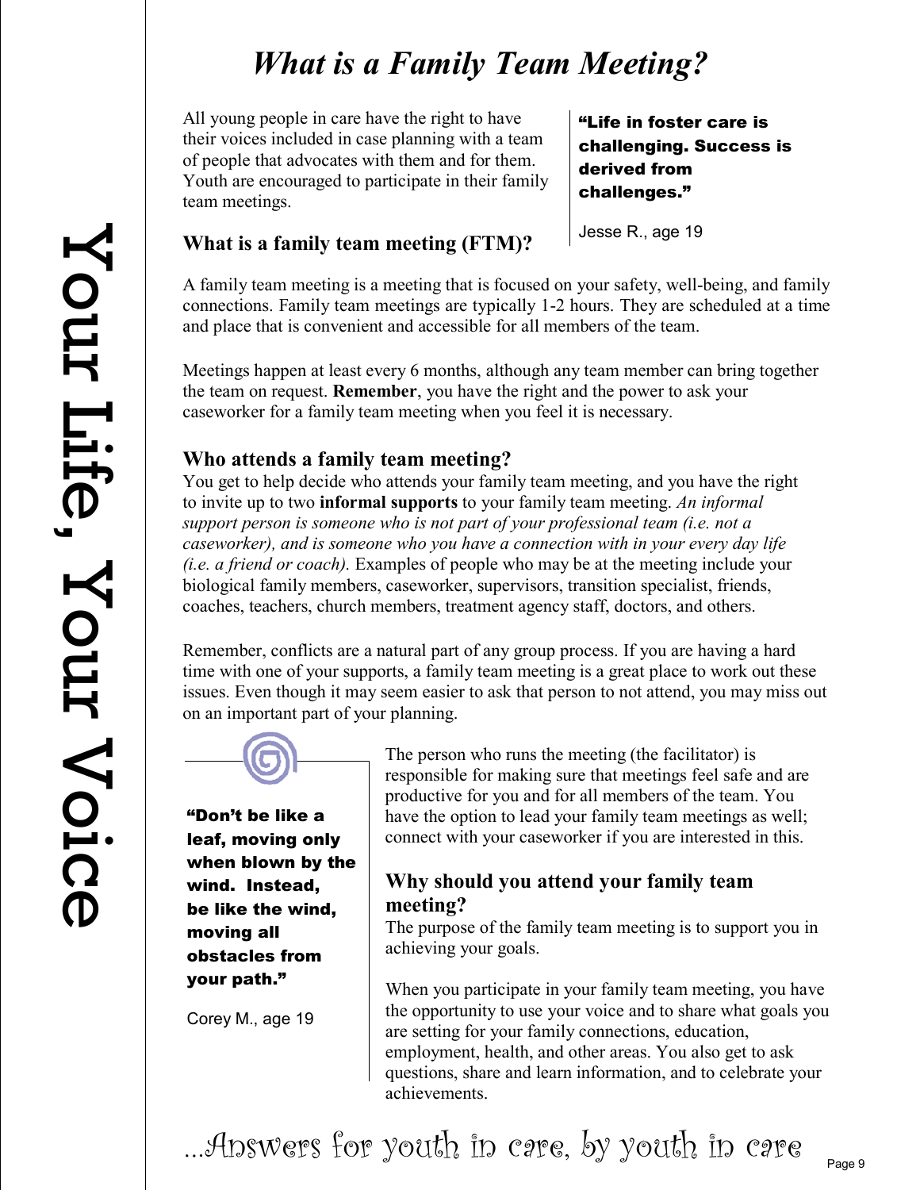# What is a Family Team Meeting?

All young people in care have the right to have their voices included in case planning with a team of people that advocates with them and for them. Youth are encouraged to participate in their family team meetings.

> **"Life in foster care is challenging. Success is derived from challenges."**
>
> Jesse R., age 19

## What is a family team meeting (FTM)?

A family team meeting is a meeting that is focused on your safety, well-being, and family connections. Family team meetings are typically 1-2 hours. They are scheduled at a time and place that is convenient and accessible for all members of the team.

Meetings happen at least every 6 months, although any team member can bring together the team on request. **Remember**, you have the right and the power to ask your caseworker for a family team meeting when you feel it is necessary.

## Who attends a family team meeting?

You get to help decide who attends your family team meeting, and you have the right to invite up to two **informal supports** to your family team meeting. *An informal support person is someone who is not part of your professional team (i.e. not a caseworker), and is someone who you have a connection with in your every day life (i.e. a friend or coach).* Examples of people who may be at the meeting include your biological family members, caseworker, supervisors, transition specialist, friends, coaches, teachers, church members, treatment agency staff, doctors, and others.

Remember, conflicts are a natural part of any group process. If you are having a hard time with one of your supports, a family team meeting is a great place to work out these issues. Even though it may seem easier to ask that person to not attend, you may miss out on an important part of your planning.

> **"Don't be like a leaf, moving only when blown by the wind. Instead, be like the wind, moving all obstacles from your path."**
>
> Corey M., age 19

The person who runs the meeting (the facilitator) is responsible for making sure that meetings feel safe and are productive for you and for all members of the team. You have the option to lead your family team meetings as well; connect with your caseworker if you are interested in this.

## Why should you attend your family team meeting?

The purpose of the family team meeting is to support you in achieving your goals.

When you participate in your family team meeting, you have the opportunity to use your voice and to share what goals you are setting for your family connections, education, employment, health, and other areas. You also get to ask questions, share and learn information, and to celebrate your achievements.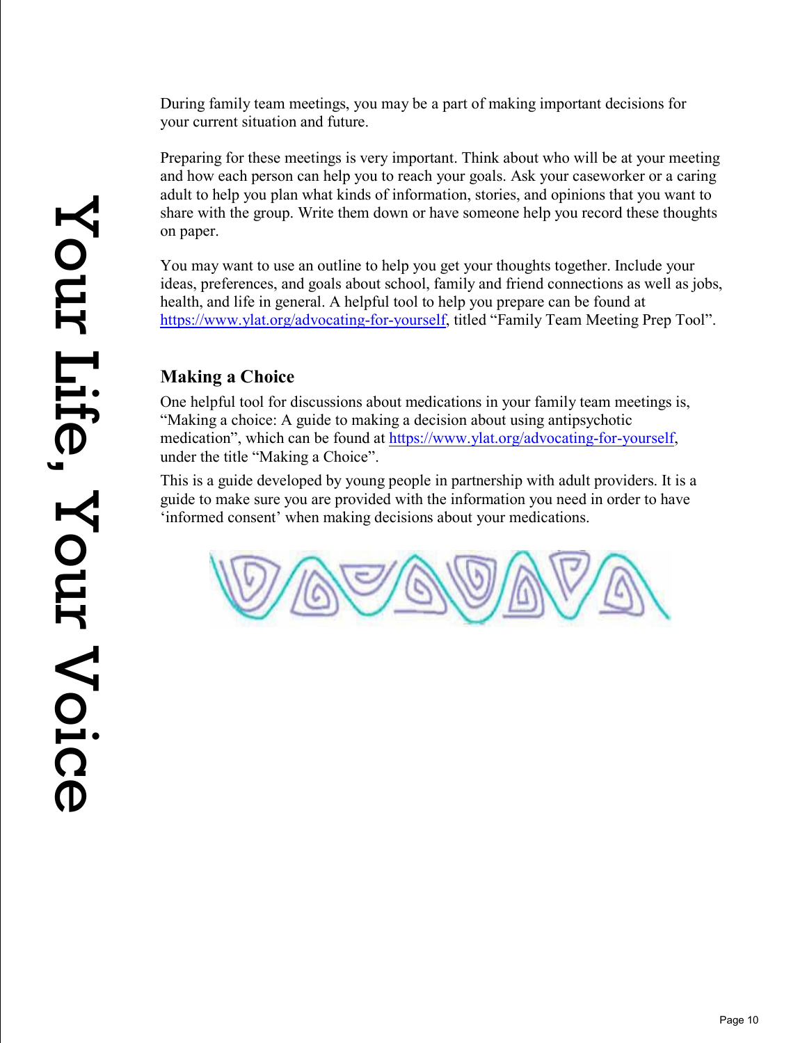During family team meetings, you may be a part of making important decisions for your current situation and future.

Preparing for these meetings is very important. Think about who will be at your meeting and how each person can help you to reach your goals. Ask your caseworker or a caring adult to help you plan what kinds of information, stories, and opinions that you want to share with the group. Write them down or have someone help you record these thoughts on paper.

You may want to use an outline to help you get your thoughts together. Include your ideas, preferences, and goals about school, family and friend connections as well as jobs, health, and life in general. A helpful tool to help you prepare can be found at https://www.ylat.org/advocating-for-yourself, titled "Family Team Meeting Prep Tool".

## Making a Choice

One helpful tool for discussions about medications in your family team meetings is, "Making a choice: A guide to making a decision about using antipsychotic medication", which can be found at https://www.ylat.org/advocating-for-yourself, under the title "Making a Choice".

This is a guide developed by young people in partnership with adult providers. It is a guide to make sure you are provided with the information you need in order to have 'informed consent' when making decisions about your medications.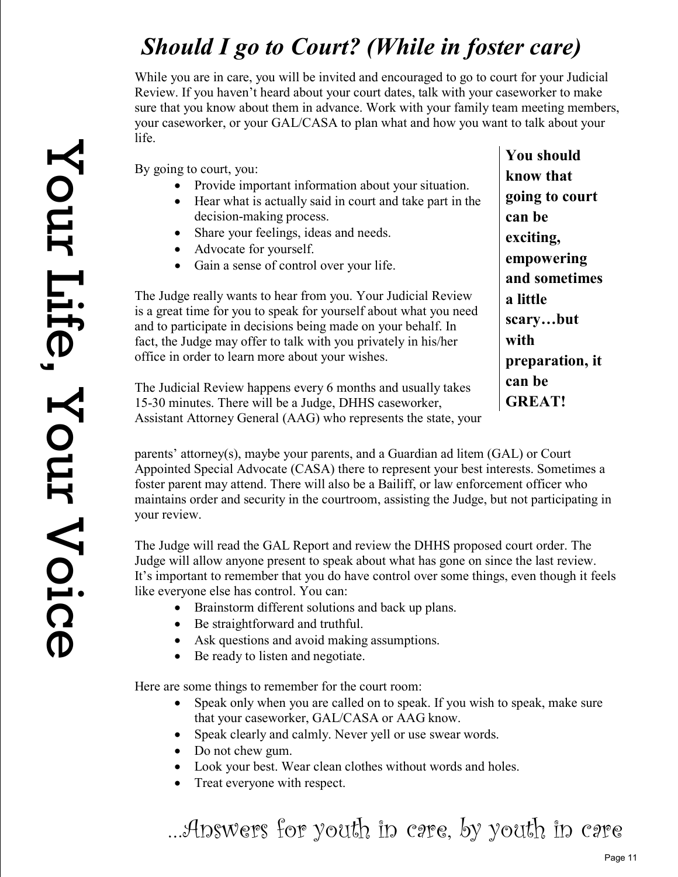# *Should I go to Court? (While in foster care)*

While you are in care, you will be invited and encouraged to go to court for your Judicial Review. If you haven't heard about your court dates, talk with your caseworker to make sure that you know about them in advance. Work with your family team meeting members, your caseworker, or your GAL/CASA to plan what and how you want to talk about your life.

**You should know that going to court can be exciting, empowering and sometimes a little scary…but with preparation, it can be GREAT!**

By going to court, you:

- Provide important information about your situation.
- Hear what is actually said in court and take part in the decision-making process.
- Share your feelings, ideas and needs.
- Advocate for yourself.
- Gain a sense of control over your life.

The Judge really wants to hear from you. Your Judicial Review is a great time for you to speak for yourself about what you need and to participate in decisions being made on your behalf. In fact, the Judge may offer to talk with you privately in his/her office in order to learn more about your wishes.

The Judicial Review happens every 6 months and usually takes 15-30 minutes. There will be a Judge, DHHS caseworker, Assistant Attorney General (AAG) who represents the state, your parents' attorney(s), maybe your parents, and a Guardian ad litem (GAL) or Court Appointed Special Advocate (CASA) there to represent your best interests. Sometimes a foster parent may attend. There will also be a Bailiff, or law enforcement officer who maintains order and security in the courtroom, assisting the Judge, but not participating in your review.

The Judge will read the GAL Report and review the DHHS proposed court order. The Judge will allow anyone present to speak about what has gone on since the last review. It's important to remember that you do have control over some things, even though it feels like everyone else has control. You can:

- Brainstorm different solutions and back up plans.
- Be straightforward and truthful.
- Ask questions and avoid making assumptions.
- Be ready to listen and negotiate.

Here are some things to remember for the court room:

- Speak only when you are called on to speak. If you wish to speak, make sure that your caseworker, GAL/CASA or AAG know.
- Speak clearly and calmly. Never yell or use swear words.
- Do not chew gum.
- Look your best. Wear clean clothes without words and holes.
- Treat everyone with respect.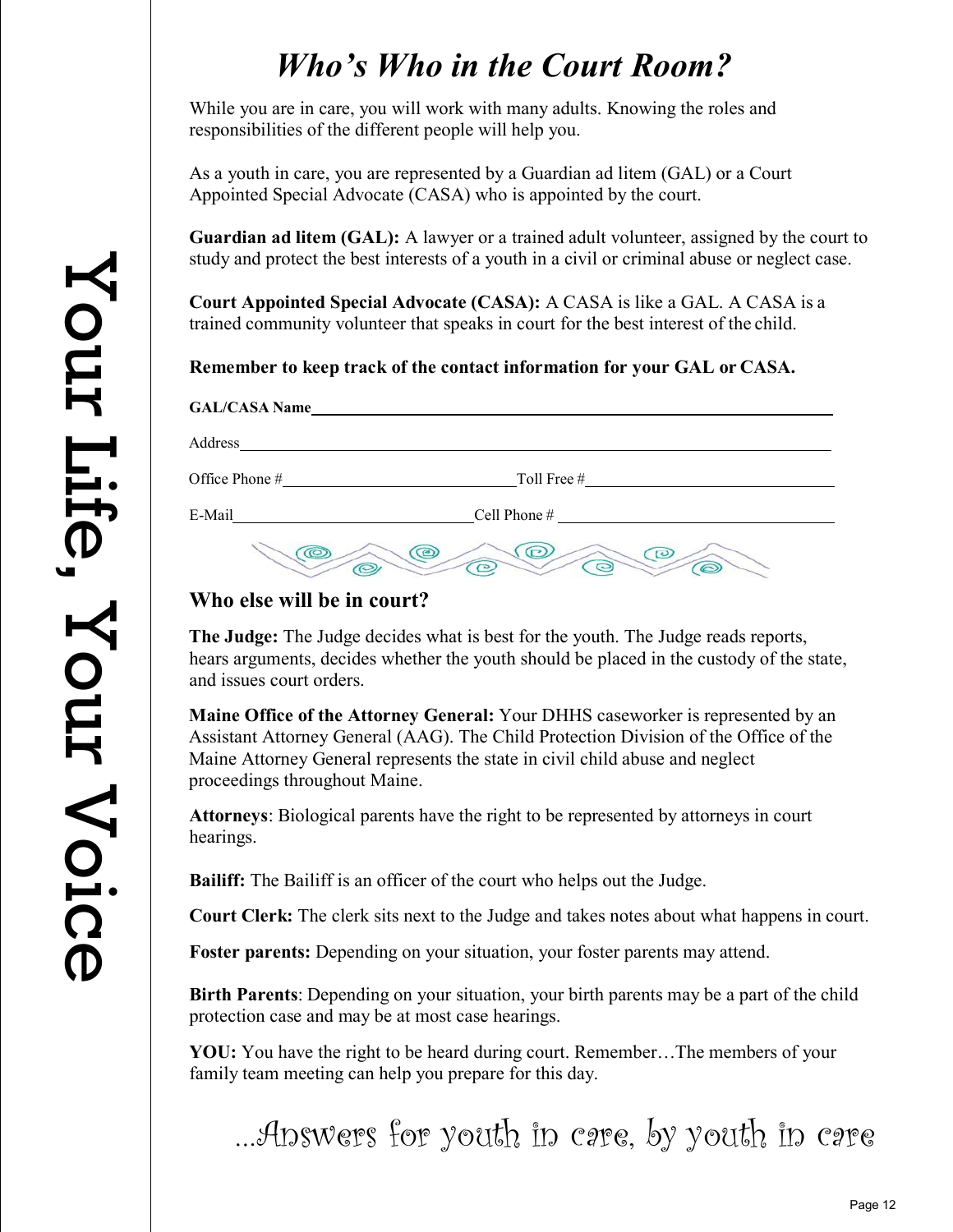# *Who's Who in the Court Room?*

While you are in care, you will work with many adults. Knowing the roles and responsibilities of the different people will help you.

As a youth in care, you are represented by a Guardian ad litem (GAL) or a Court Appointed Special Advocate (CASA) who is appointed by the court.

**Guardian ad litem (GAL):** A lawyer or a trained adult volunteer, assigned by the court to study and protect the best interests of a youth in a civil or criminal abuse or neglect case.

**Court Appointed Special Advocate (CASA):** A CASA is like a GAL. A CASA is a trained community volunteer that speaks in court for the best interest of the child.

**Remember to keep track of the contact information for your GAL or CASA.**

**GAL/CASA Name**\_\_\_\_\_\_\_\_\_\_\_\_\_\_\_\_\_\_\_\_\_\_\_\_\_\_\_\_\_\_\_\_\_\_\_\_\_\_\_\_\_\_\_\_\_\_\_\_\_\_\_\_\_\_

Address\_\_\_\_\_\_\_\_\_\_\_\_\_\_\_\_\_\_\_\_\_\_\_\_\_\_\_\_\_\_\_\_\_\_\_\_\_\_\_\_\_\_\_\_\_\_\_\_\_\_\_\_\_\_\_\_\_\_\_\_

Office Phone #\_\_\_\_\_\_\_\_\_\_\_\_\_\_\_\_\_\_\_\_\_\_\_\_\_\_ Toll Free #\_\_\_\_\_\_\_\_\_\_\_\_\_\_\_\_\_\_\_\_\_\_\_\_\_\_\_\_

E-Mail\_\_\_\_\_\_\_\_\_\_\_\_\_\_\_\_\_\_\_\_\_\_\_\_\_\_\_\_\_\_ Cell Phone #\_\_\_\_\_\_\_\_\_\_\_\_\_\_\_\_\_\_\_\_\_\_\_\_\_\_\_\_\_\_

## Who else will be in court?

**The Judge:** The Judge decides what is best for the youth. The Judge reads reports, hears arguments, decides whether the youth should be placed in the custody of the state, and issues court orders.

**Maine Office of the Attorney General:** Your DHHS caseworker is represented by an Assistant Attorney General (AAG). The Child Protection Division of the Office of the Maine Attorney General represents the state in civil child abuse and neglect proceedings throughout Maine.

**Attorneys**: Biological parents have the right to be represented by attorneys in court hearings.

**Bailiff:** The Bailiff is an officer of the court who helps out the Judge.

**Court Clerk:** The clerk sits next to the Judge and takes notes about what happens in court.

**Foster parents:** Depending on your situation, your foster parents may attend.

**Birth Parents**: Depending on your situation, your birth parents may be a part of the child protection case and may be at most case hearings.

**YOU:** You have the right to be heard during court. Remember…The members of your family team meeting can help you prepare for this day.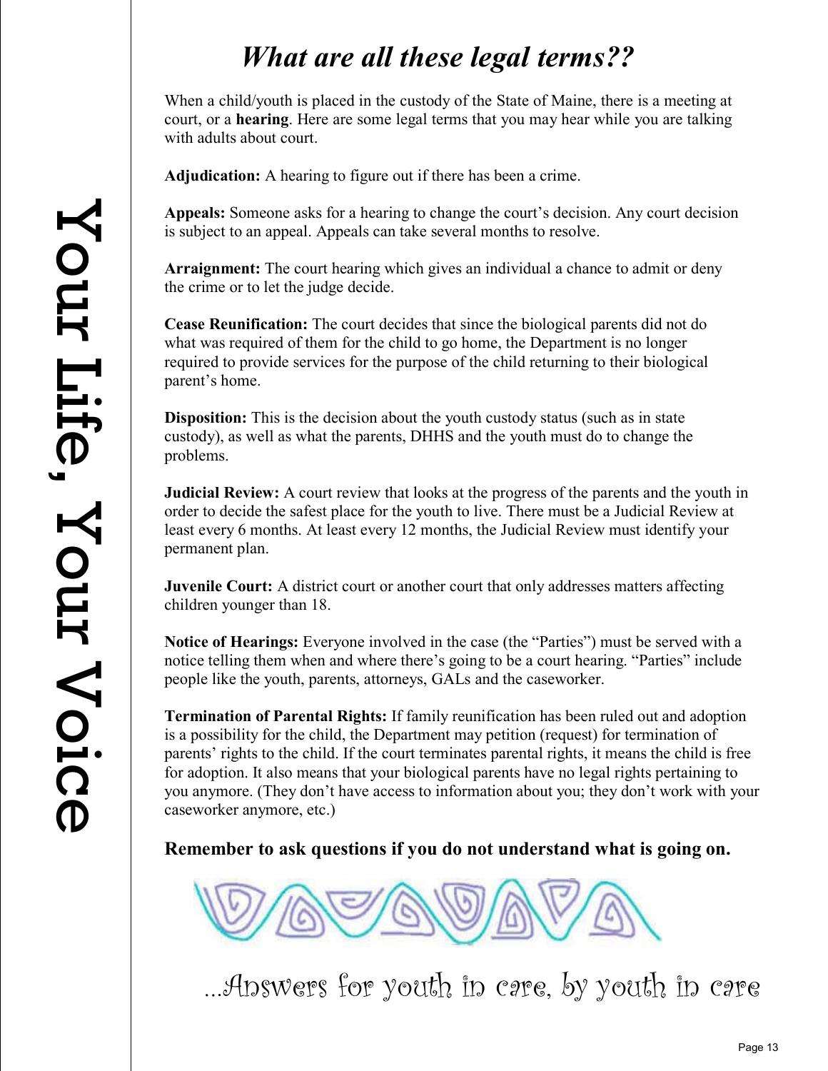# *What are all these legal terms??*

When a child/youth is placed in the custody of the State of Maine, there is a meeting at court, or a **hearing**. Here are some legal terms that you may hear while you are talking with adults about court.

**Adjudication:** A hearing to figure out if there has been a crime.

**Appeals:** Someone asks for a hearing to change the court's decision. Any court decision is subject to an appeal. Appeals can take several months to resolve.

**Arraignment:** The court hearing which gives an individual a chance to admit or deny the crime or to let the judge decide.

**Cease Reunification:** The court decides that since the biological parents did not do what was required of them for the child to go home, the Department is no longer required to provide services for the purpose of the child returning to their biological parent's home.

**Disposition:** This is the decision about the youth custody status (such as in state custody), as well as what the parents, DHHS and the youth must do to change the problems.

**Judicial Review:** A court review that looks at the progress of the parents and the youth in order to decide the safest place for the youth to live. There must be a Judicial Review at least every 6 months. At least every 12 months, the Judicial Review must identify your permanent plan.

**Juvenile Court:** A district court or another court that only addresses matters affecting children younger than 18.

**Notice of Hearings:** Everyone involved in the case (the "Parties") must be served with a notice telling them when and where there's going to be a court hearing. "Parties" include people like the youth, parents, attorneys, GALs and the caseworker.

**Termination of Parental Rights:** If family reunification has been ruled out and adoption is a possibility for the child, the Department may petition (request) for termination of parents' rights to the child. If the court terminates parental rights, it means the child is free for adoption. It also means that your biological parents have no legal rights pertaining to you anymore. (They don't have access to information about you; they don't work with your caseworker anymore, etc.)

**Remember to ask questions if you do not understand what is going on.**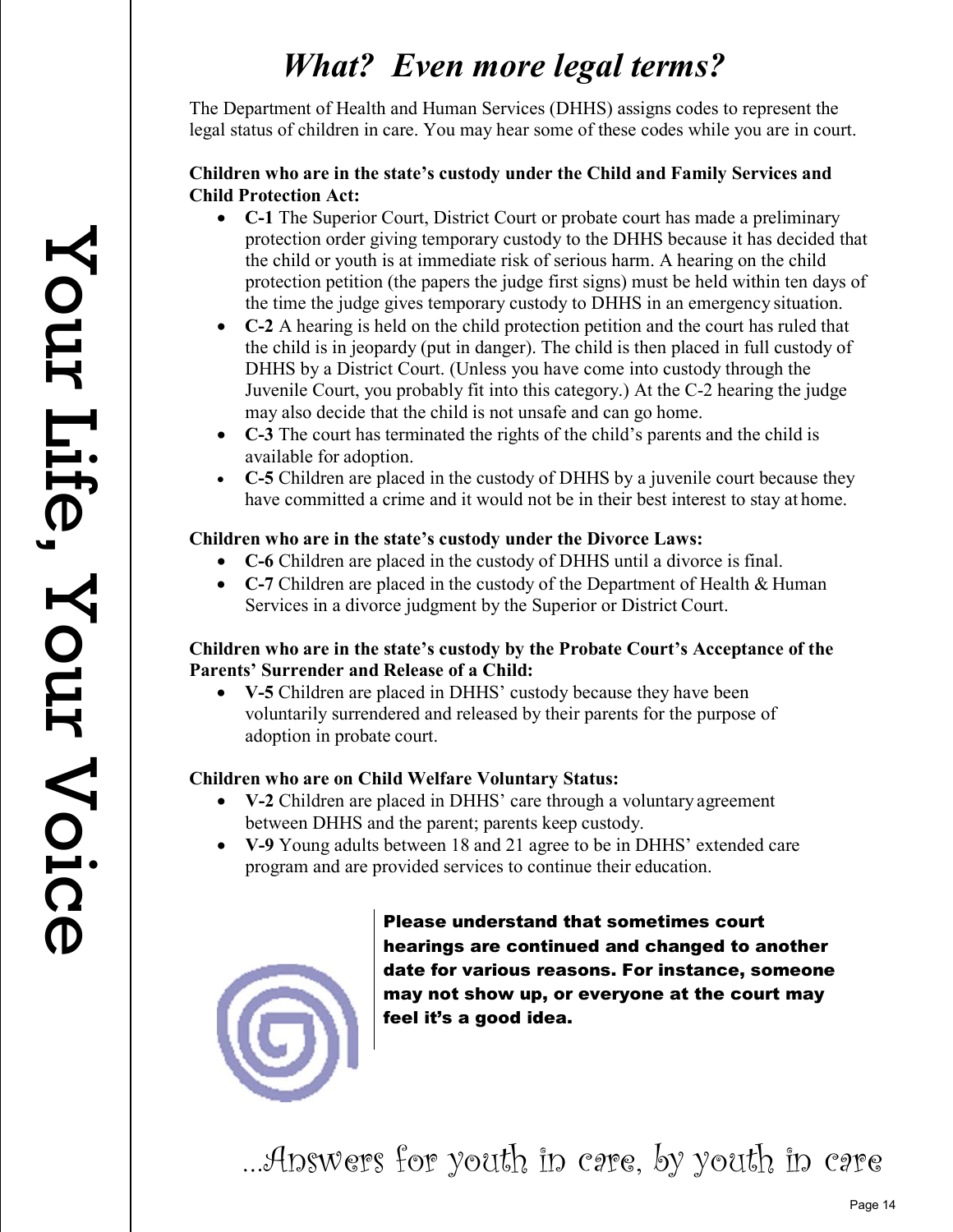# What? Even more legal terms?

The Department of Health and Human Services (DHHS) assigns codes to represent the legal status of children in care. You may hear some of these codes while you are in court.

**Children who are in the state's custody under the Child and Family Services and Child Protection Act:**

- **C-1** The Superior Court, District Court or probate court has made a preliminary protection order giving temporary custody to the DHHS because it has decided that the child or youth is at immediate risk of serious harm. A hearing on the child protection petition (the papers the judge first signs) must be held within ten days of the time the judge gives temporary custody to DHHS in an emergency situation.
- **C-2** A hearing is held on the child protection petition and the court has ruled that the child is in jeopardy (put in danger). The child is then placed in full custody of DHHS by a District Court. (Unless you have come into custody through the Juvenile Court, you probably fit into this category.) At the C-2 hearing the judge may also decide that the child is not unsafe and can go home.
- **C-3** The court has terminated the rights of the child's parents and the child is available for adoption.
- **C-5** Children are placed in the custody of DHHS by a juvenile court because they have committed a crime and it would not be in their best interest to stay at home.

**Children who are in the state's custody under the Divorce Laws:**

- **C-6** Children are placed in the custody of DHHS until a divorce is final.
- **C-7** Children are placed in the custody of the Department of Health & Human Services in a divorce judgment by the Superior or District Court.

**Children who are in the state's custody by the Probate Court's Acceptance of the Parents' Surrender and Release of a Child:**

- **V-5** Children are placed in DHHS' custody because they have been voluntarily surrendered and released by their parents for the purpose of adoption in probate court.

**Children who are on Child Welfare Voluntary Status:**

- **V-2** Children are placed in DHHS' care through a voluntary agreement between DHHS and the parent; parents keep custody.
- **V-9** Young adults between 18 and 21 agree to be in DHHS' extended care program and are provided services to continue their education.

**Please understand that sometimes court hearings are continued and changed to another date for various reasons. For instance, someone may not show up, or everyone at the court may feel it's a good idea.**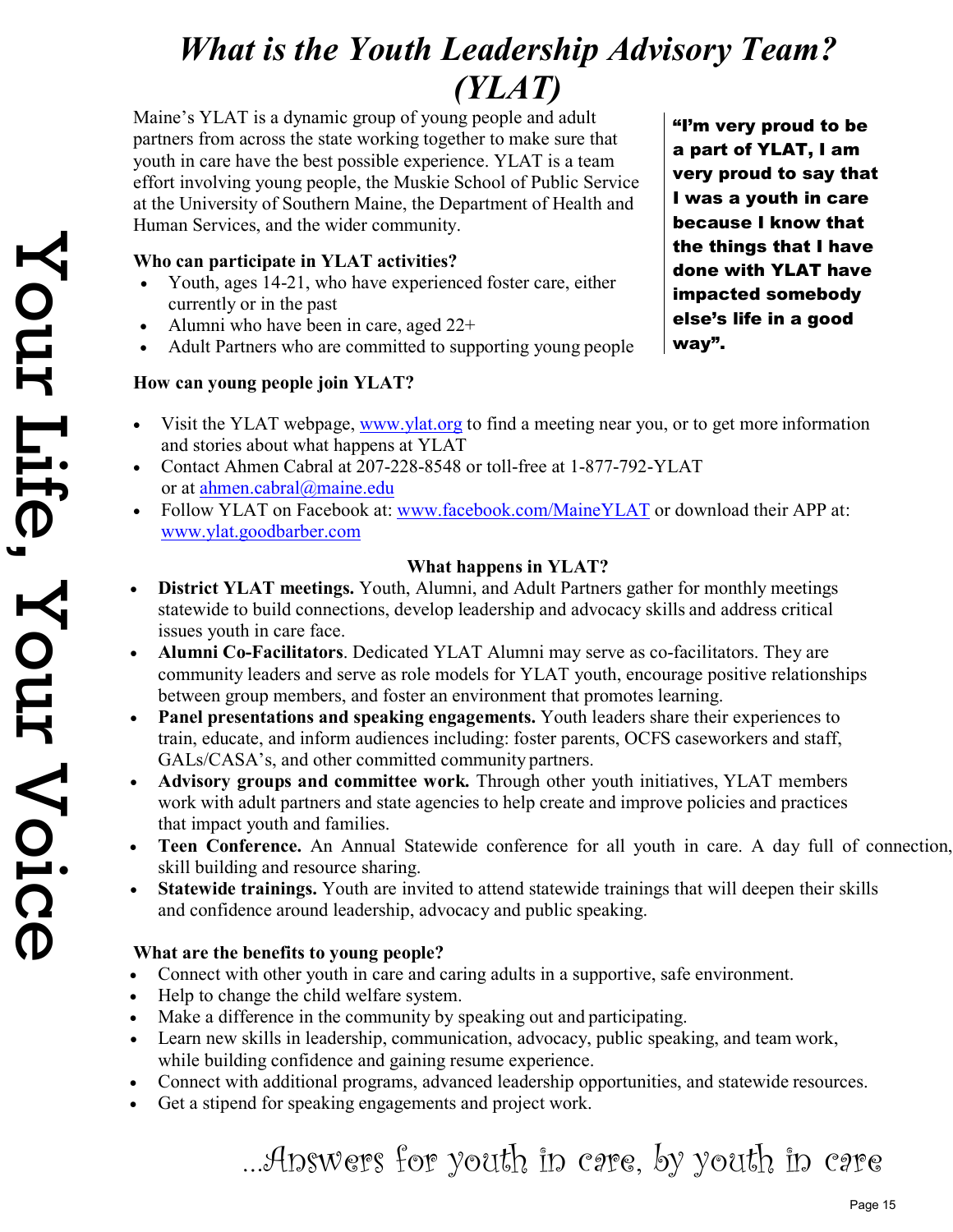# *What is the Youth Leadership Advisory Team? (YLAT)*

Maine's YLAT is a dynamic group of young people and adult partners from across the state working together to make sure that youth in care have the best possible experience. YLAT is a team effort involving young people, the Muskie School of Public Service at the University of Southern Maine, the Department of Health and Human Services, and the wider community.

**"I'm very proud to be a part of YLAT, I am very proud to say that I was a youth in care because I know that the things that I have done with YLAT have impacted somebody else's life in a good way".**

**Who can participate in YLAT activities?**

- Youth, ages 14-21, who have experienced foster care, either currently or in the past
- Alumni who have been in care, aged 22+
- Adult Partners who are committed to supporting young people

**How can young people join YLAT?**

- Visit the YLAT webpage, www.ylat.org to find a meeting near you, or to get more information and stories about what happens at YLAT
- Contact Ahmen Cabral at 207-228-8548 or toll-free at 1-877-792-YLAT or at ahmen.cabral@maine.edu
- Follow YLAT on Facebook at: www.facebook.com/MaineYLAT or download their APP at: www.ylat.goodbarber.com

**What happens in YLAT?**

- **District YLAT meetings.** Youth, Alumni, and Adult Partners gather for monthly meetings statewide to build connections, develop leadership and advocacy skills and address critical issues youth in care face.
- **Alumni Co-Facilitators**. Dedicated YLAT Alumni may serve as co-facilitators. They are community leaders and serve as role models for YLAT youth, encourage positive relationships between group members, and foster an environment that promotes learning.
- **Panel presentations and speaking engagements.** Youth leaders share their experiences to train, educate, and inform audiences including: foster parents, OCFS caseworkers and staff, GALs/CASA's, and other committed community partners.
- **Advisory groups and committee work.** Through other youth initiatives, YLAT members work with adult partners and state agencies to help create and improve policies and practices that impact youth and families.
- **Teen Conference.** An Annual Statewide conference for all youth in care. A day full of connection, skill building and resource sharing.
- **Statewide trainings.** Youth are invited to attend statewide trainings that will deepen their skills and confidence around leadership, advocacy and public speaking.

**What are the benefits to young people?**

- Connect with other youth in care and caring adults in a supportive, safe environment.
- Help to change the child welfare system.
- Make a difference in the community by speaking out and participating.
- Learn new skills in leadership, communication, advocacy, public speaking, and team work, while building confidence and gaining resume experience.
- Connect with additional programs, advanced leadership opportunities, and statewide resources.
- Get a stipend for speaking engagements and project work.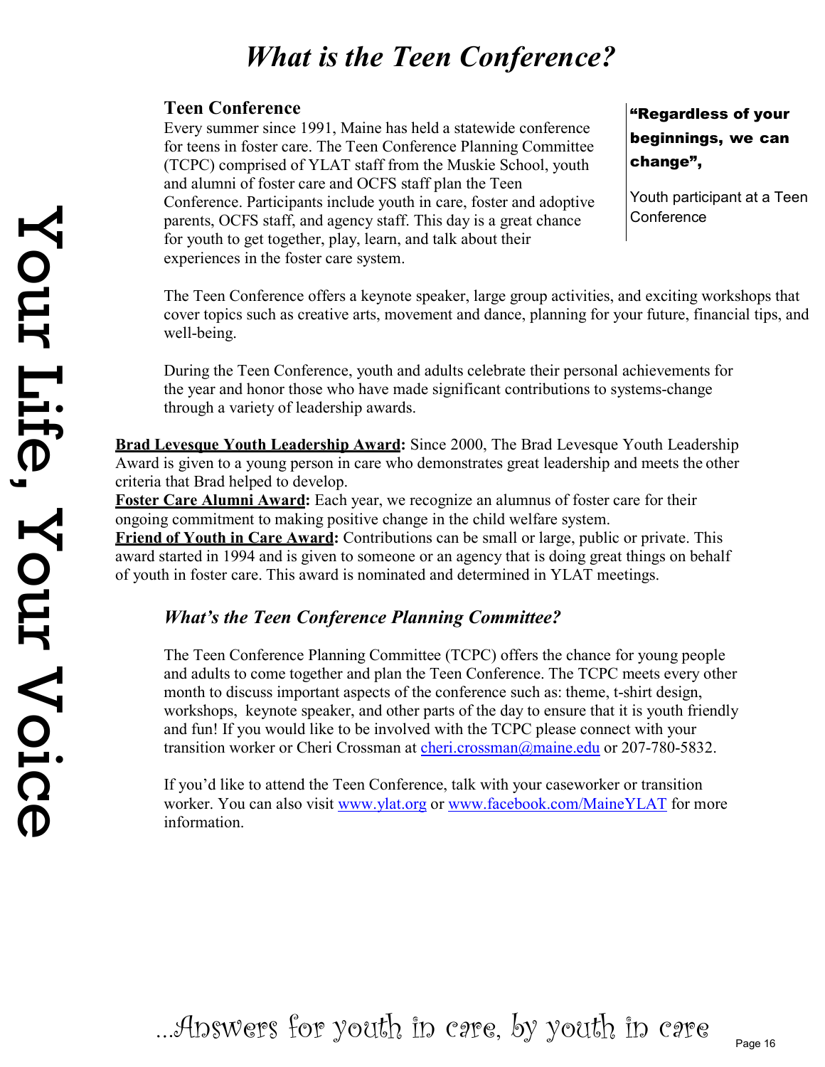# *What is the Teen Conference?*

## Teen Conference

Every summer since 1991, Maine has held a statewide conference for teens in foster care. The Teen Conference Planning Committee (TCPC) comprised of YLAT staff from the Muskie School, youth and alumni of foster care and OCFS staff plan the Teen Conference. Participants include youth in care, foster and adoptive parents, OCFS staff, and agency staff. This day is a great chance for youth to get together, play, learn, and talk about their experiences in the foster care system.

**"Regardless of your beginnings, we can change",**

Youth participant at a Teen Conference

The Teen Conference offers a keynote speaker, large group activities, and exciting workshops that cover topics such as creative arts, movement and dance, planning for your future, financial tips, and well-being.

During the Teen Conference, youth and adults celebrate their personal achievements for the year and honor those who have made significant contributions to systems-change through a variety of leadership awards.

**Brad Levesque Youth Leadership Award:** Since 2000, The Brad Levesque Youth Leadership Award is given to a young person in care who demonstrates great leadership and meets the other criteria that Brad helped to develop.

**Foster Care Alumni Award:** Each year, we recognize an alumnus of foster care for their ongoing commitment to making positive change in the child welfare system.

**Friend of Youth in Care Award:** Contributions can be small or large, public or private. This award started in 1994 and is given to someone or an agency that is doing great things on behalf of youth in foster care. This award is nominated and determined in YLAT meetings.

## *What's the Teen Conference Planning Committee?*

The Teen Conference Planning Committee (TCPC) offers the chance for young people and adults to come together and plan the Teen Conference. The TCPC meets every other month to discuss important aspects of the conference such as: theme, t-shirt design, workshops, keynote speaker, and other parts of the day to ensure that it is youth friendly and fun! If you would like to be involved with the TCPC please connect with your transition worker or Cheri Crossman at cheri.crossman@maine.edu or 207-780-5832.

If you'd like to attend the Teen Conference, talk with your caseworker or transition worker. You can also visit www.ylat.org or www.facebook.com/MaineYLAT for more information.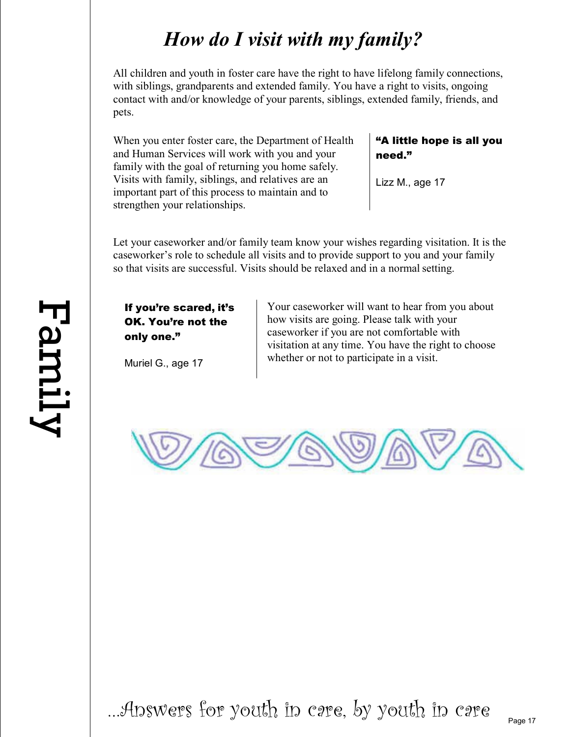// Page 18 (OCR transcription)
# *How do I visit with my family?*

All children and youth in foster care have the right to have lifelong family connections, with siblings, grandparents and extended family. You have a right to visits, ongoing contact with and/or knowledge of your parents, siblings, extended family, friends, and pets.

When you enter foster care, the Department of Health and Human Services will work with you and your family with the goal of returning you home safely. Visits with family, siblings, and relatives are an important part of this process to maintain and to strengthen your relationships.

**"A little hope is all you need."**

Lizz M., age 17

Let your caseworker and/or family team know your wishes regarding visitation. It is the caseworker's role to schedule all visits and to provide support to you and your family so that visits are successful. Visits should be relaxed and in a normal setting.

**If you're scared, it's OK. You're not the only one."**

Muriel G., age 17

Your caseworker will want to hear from you about how visits are going. Please talk with your caseworker if you are not comfortable with visitation at any time. You have the right to choose whether or not to participate in a visit.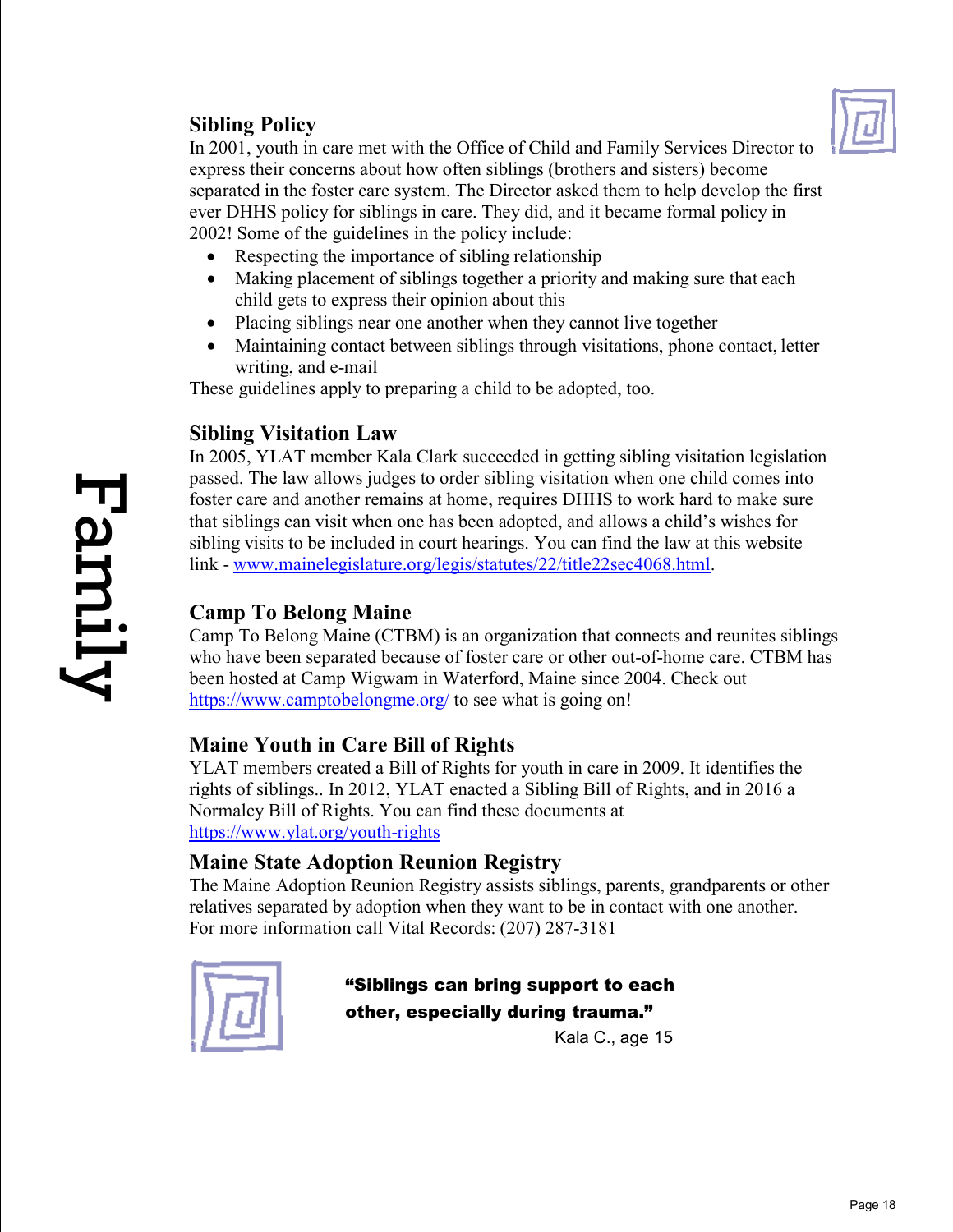## Sibling Policy

In 2001, youth in care met with the Office of Child and Family Services Director to express their concerns about how often siblings (brothers and sisters) become separated in the foster care system. The Director asked them to help develop the first ever DHHS policy for siblings in care. They did, and it became formal policy in 2002! Some of the guidelines in the policy include:

- Respecting the importance of sibling relationship
- Making placement of siblings together a priority and making sure that each child gets to express their opinion about this
- Placing siblings near one another when they cannot live together
- Maintaining contact between siblings through visitations, phone contact, letter writing, and e-mail

These guidelines apply to preparing a child to be adopted, too.

## Sibling Visitation Law

In 2005, YLAT member Kala Clark succeeded in getting sibling visitation legislation passed. The law allows judges to order sibling visitation when one child comes into foster care and another remains at home, requires DHHS to work hard to make sure that siblings can visit when one has been adopted, and allows a child's wishes for sibling visits to be included in court hearings. You can find the law at this website link - www.mainelegislature.org/legis/statutes/22/title22sec4068.html.

## Camp To Belong Maine

Camp To Belong Maine (CTBM) is an organization that connects and reunites siblings who have been separated because of foster care or other out-of-home care. CTBM has been hosted at Camp Wigwam in Waterford, Maine since 2004. Check out https://www.camptobelongme.org/ to see what is going on!

## Maine Youth in Care Bill of Rights

YLAT members created a Bill of Rights for youth in care in 2009. It identifies the rights of siblings.. In 2012, YLAT enacted a Sibling Bill of Rights, and in 2016 a Normalcy Bill of Rights. You can find these documents at https://www.ylat.org/youth-rights

## Maine State Adoption Reunion Registry

The Maine Adoption Reunion Registry assists siblings, parents, grandparents or other relatives separated by adoption when they want to be in contact with one another. For more information call Vital Records: (207) 287-3181

**"Siblings can bring support to each other, especially during trauma."**

Kala C., age 15

Family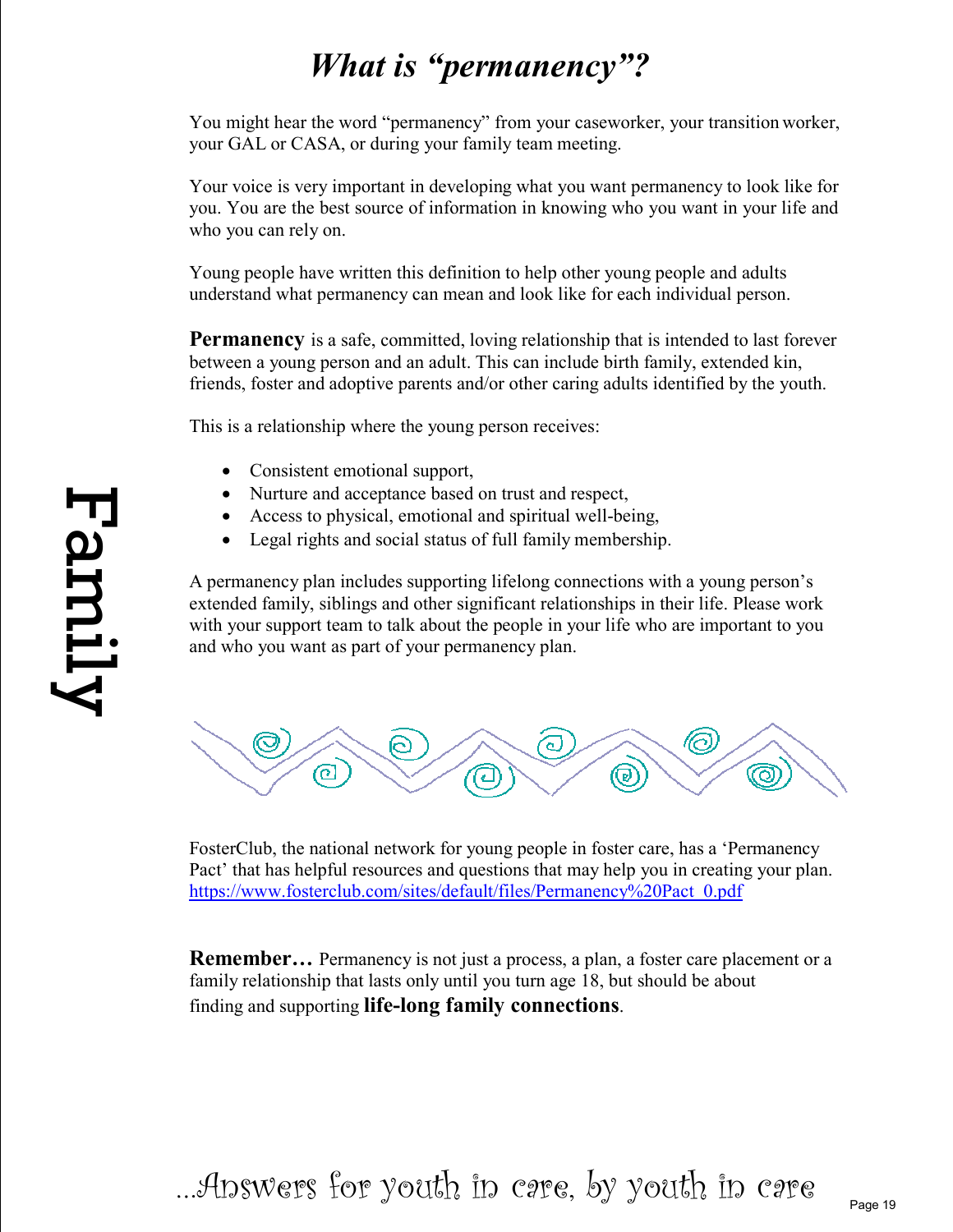# *What is "permanency"?*

You might hear the word "permanency" from your caseworker, your transition worker, your GAL or CASA, or during your family team meeting.

Your voice is very important in developing what you want permanency to look like for you. You are the best source of information in knowing who you want in your life and who you can rely on.

Young people have written this definition to help other young people and adults understand what permanency can mean and look like for each individual person.

**Permanency** is a safe, committed, loving relationship that is intended to last forever between a young person and an adult. This can include birth family, extended kin, friends, foster and adoptive parents and/or other caring adults identified by the youth.

This is a relationship where the young person receives:

- Consistent emotional support,
- Nurture and acceptance based on trust and respect,
- Access to physical, emotional and spiritual well-being,
- Legal rights and social status of full family membership.

A permanency plan includes supporting lifelong connections with a young person's extended family, siblings and other significant relationships in their life. Please work with your support team to talk about the people in your life who are important to you and who you want as part of your permanency plan.

FosterClub, the national network for young people in foster care, has a 'Permanency Pact' that has helpful resources and questions that may help you in creating your plan. https://www.fosterclub.com/sites/default/files/Permanency%20Pact_0.pdf

**Remember…** Permanency is not just a process, a plan, a foster care placement or a family relationship that lasts only until you turn age 18, but should be about finding and supporting **life-long family connections**.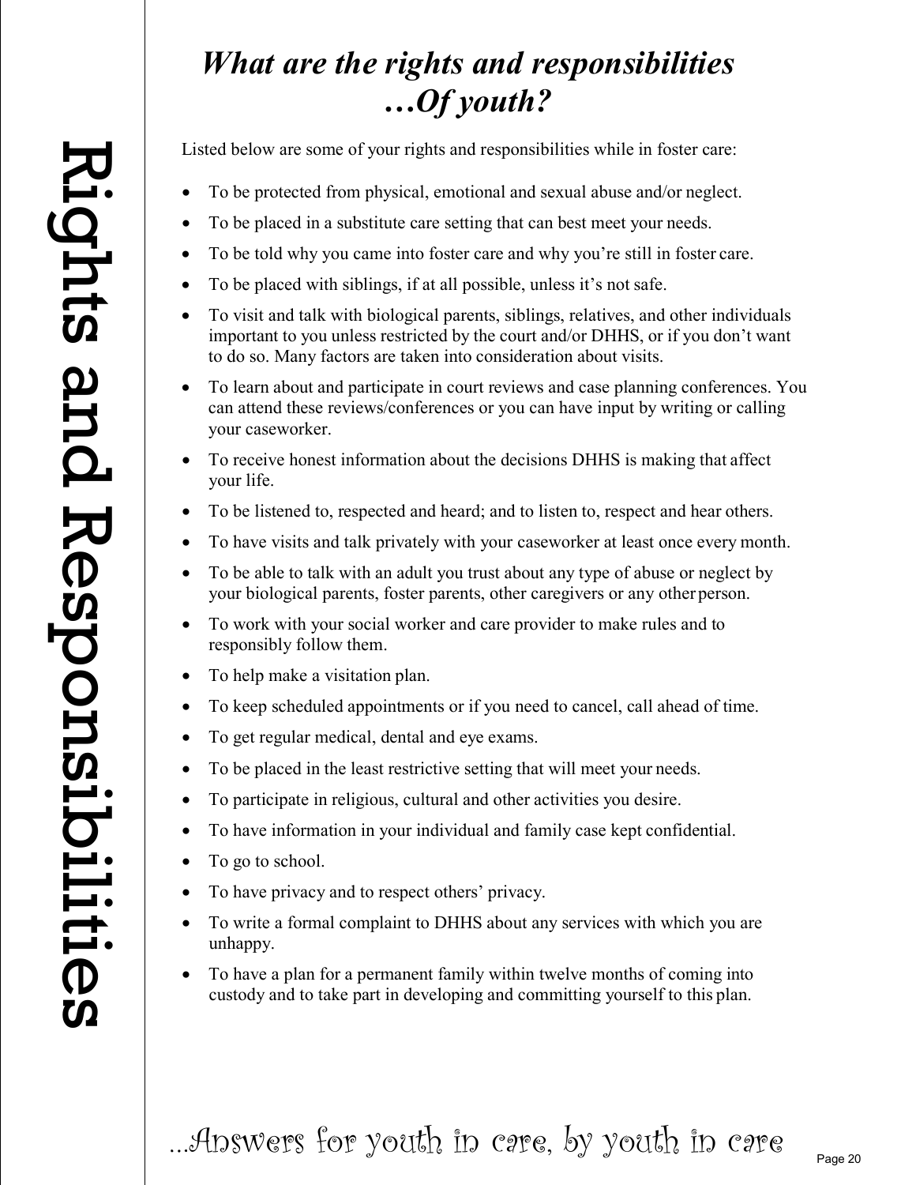# *What are the rights and responsibilities …Of youth?*

Listed below are some of your rights and responsibilities while in foster care:

- To be protected from physical, emotional and sexual abuse and/or neglect.
- To be placed in a substitute care setting that can best meet your needs.
- To be told why you came into foster care and why you're still in foster care.
- To be placed with siblings, if at all possible, unless it's not safe.
- To visit and talk with biological parents, siblings, relatives, and other individuals important to you unless restricted by the court and/or DHHS, or if you don't want to do so. Many factors are taken into consideration about visits.
- To learn about and participate in court reviews and case planning conferences. You can attend these reviews/conferences or you can have input by writing or calling your caseworker.
- To receive honest information about the decisions DHHS is making that affect your life.
- To be listened to, respected and heard; and to listen to, respect and hear others.
- To have visits and talk privately with your caseworker at least once every month.
- To be able to talk with an adult you trust about any type of abuse or neglect by your biological parents, foster parents, other caregivers or any other person.
- To work with your social worker and care provider to make rules and to responsibly follow them.
- To help make a visitation plan.
- To keep scheduled appointments or if you need to cancel, call ahead of time.
- To get regular medical, dental and eye exams.
- To be placed in the least restrictive setting that will meet your needs.
- To participate in religious, cultural and other activities you desire.
- To have information in your individual and family case kept confidential.
- To go to school.
- To have privacy and to respect others' privacy.
- To write a formal complaint to DHHS about any services with which you are unhappy.
- To have a plan for a permanent family within twelve months of coming into custody and to take part in developing and committing yourself to this plan.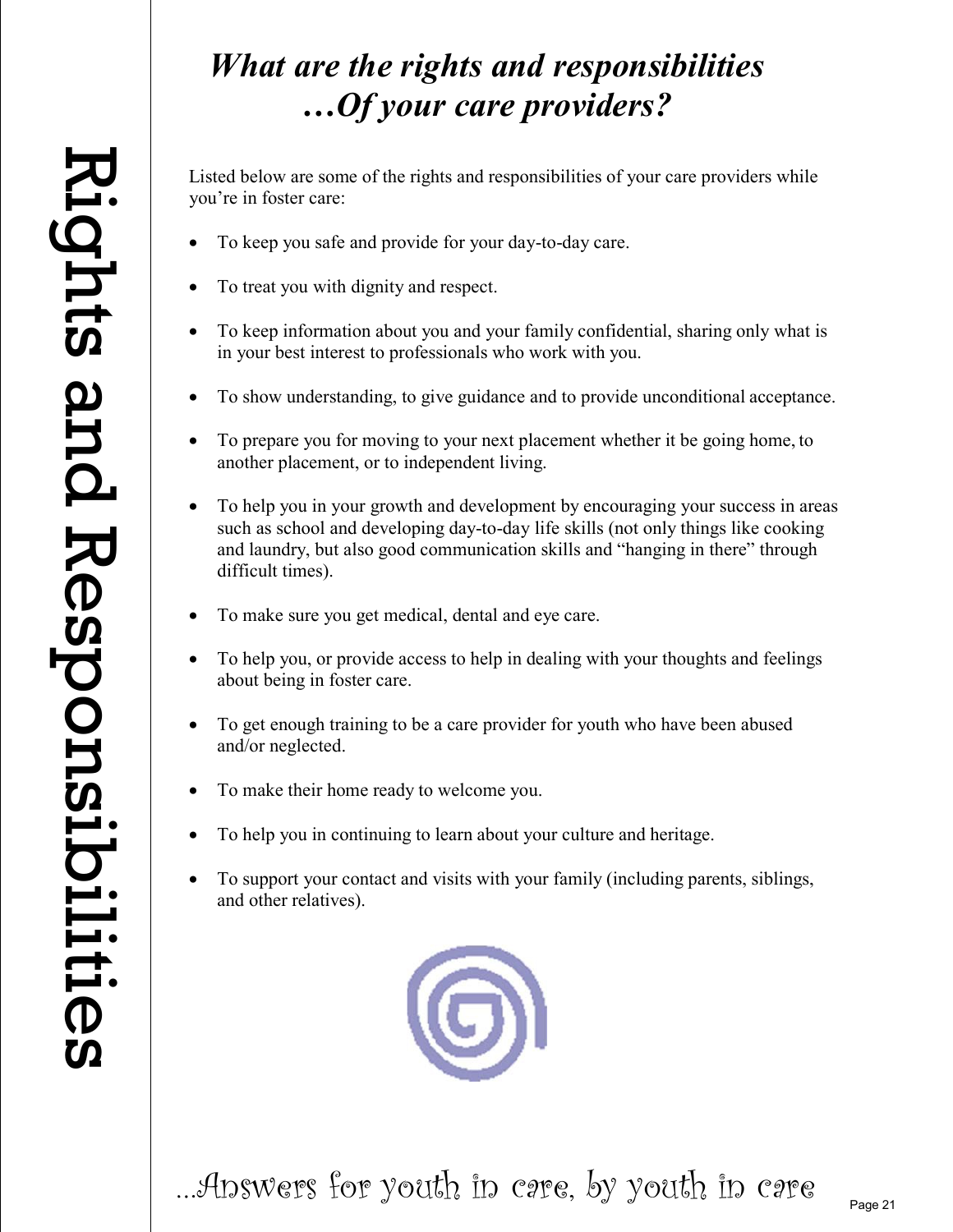# *What are the rights and responsibilities …Of your care providers?*

Listed below are some of the rights and responsibilities of your care providers while you're in foster care:

- To keep you safe and provide for your day-to-day care.
- To treat you with dignity and respect.
- To keep information about you and your family confidential, sharing only what is in your best interest to professionals who work with you.
- To show understanding, to give guidance and to provide unconditional acceptance.
- To prepare you for moving to your next placement whether it be going home, to another placement, or to independent living.
- To help you in your growth and development by encouraging your success in areas such as school and developing day-to-day life skills (not only things like cooking and laundry, but also good communication skills and "hanging in there" through difficult times).
- To make sure you get medical, dental and eye care.
- To help you, or provide access to help in dealing with your thoughts and feelings about being in foster care.
- To get enough training to be a care provider for youth who have been abused and/or neglected.
- To make their home ready to welcome you.
- To help you in continuing to learn about your culture and heritage.
- To support your contact and visits with your family (including parents, siblings, and other relatives).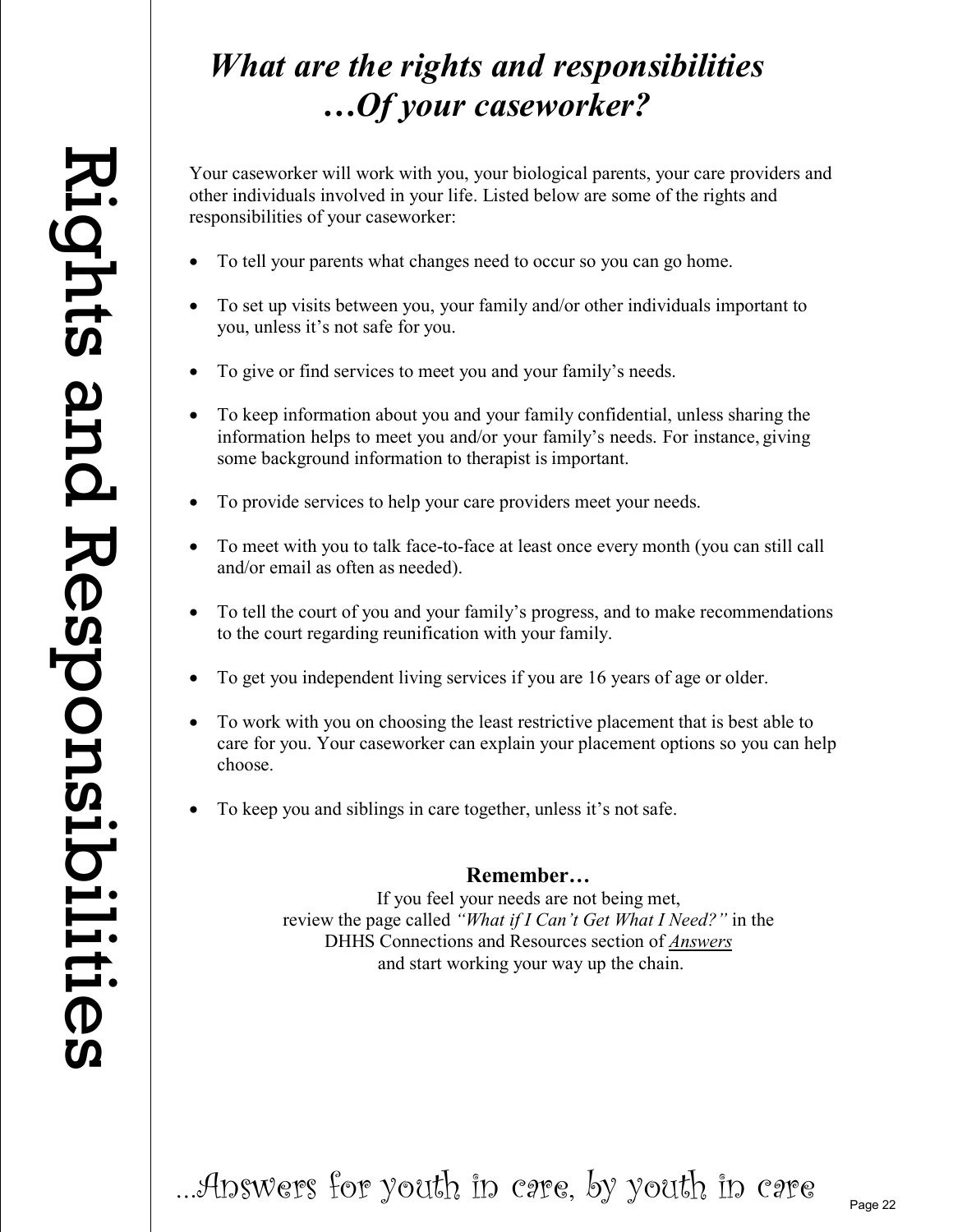# *What are the rights and responsibilities …Of your caseworker?*

Your caseworker will work with you, your biological parents, your care providers and other individuals involved in your life. Listed below are some of the rights and responsibilities of your caseworker:

- To tell your parents what changes need to occur so you can go home.
- To set up visits between you, your family and/or other individuals important to you, unless it's not safe for you.
- To give or find services to meet you and your family's needs.
- To keep information about you and your family confidential, unless sharing the information helps to meet you and/or your family's needs. For instance, giving some background information to therapist is important.
- To provide services to help your care providers meet your needs.
- To meet with you to talk face-to-face at least once every month (you can still call and/or email as often as needed).
- To tell the court of you and your family's progress, and to make recommendations to the court regarding reunification with your family.
- To get you independent living services if you are 16 years of age or older.
- To work with you on choosing the least restrictive placement that is best able to care for you. Your caseworker can explain your placement options so you can help choose.
- To keep you and siblings in care together, unless it's not safe.

**Remember…**

If you feel your needs are not being met, review the page called *"What if I Can't Get What I Need?"* in the DHHS Connections and Resources section of ***Answers*** and start working your way up the chain.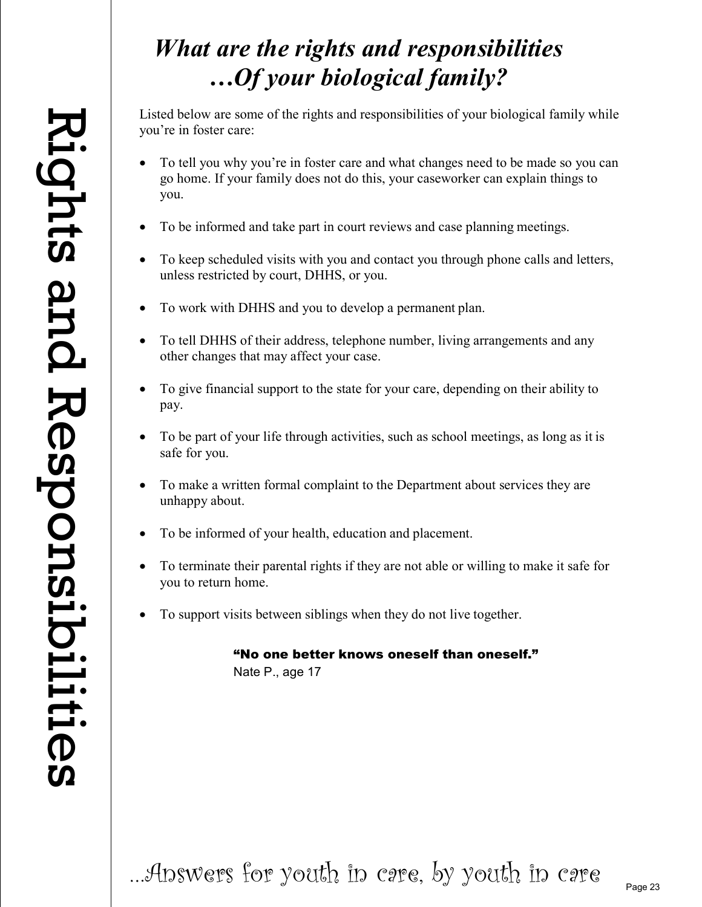# *What are the rights and responsibilities …Of your biological family?*

Listed below are some of the rights and responsibilities of your biological family while you're in foster care:

- To tell you why you're in foster care and what changes need to be made so you can go home. If your family does not do this, your caseworker can explain things to you.
- To be informed and take part in court reviews and case planning meetings.
- To keep scheduled visits with you and contact you through phone calls and letters, unless restricted by court, DHHS, or you.
- To work with DHHS and you to develop a permanent plan.
- To tell DHHS of their address, telephone number, living arrangements and any other changes that may affect your case.
- To give financial support to the state for your care, depending on their ability to pay.
- To be part of your life through activities, such as school meetings, as long as it is safe for you.
- To make a written formal complaint to the Department about services they are unhappy about.
- To be informed of your health, education and placement.
- To terminate their parental rights if they are not able or willing to make it safe for you to return home.
- To support visits between siblings when they do not live together.

**"No one better knows oneself than oneself."**
Nate P., age 17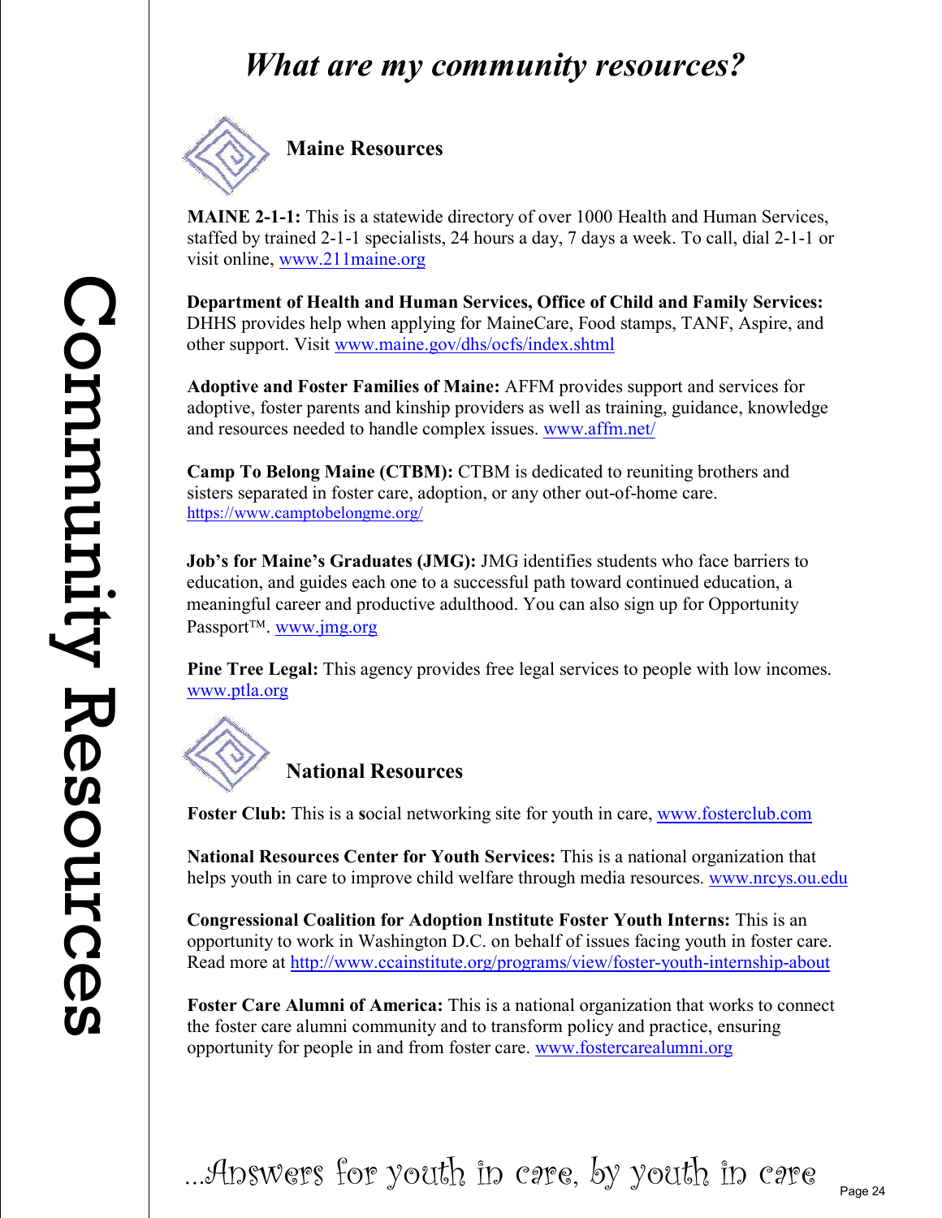# What are my community resources?

## Maine Resources

**MAINE 2-1-1:** This is a statewide directory of over 1000 Health and Human Services, staffed by trained 2-1-1 specialists, 24 hours a day, 7 days a week. To call, dial 2-1-1 or visit online, www.211maine.org

**Department of Health and Human Services, Office of Child and Family Services:** DHHS provides help when applying for MaineCare, Food stamps, TANF, Aspire, and other support. Visit www.maine.gov/dhs/ocfs/index.shtml

**Adoptive and Foster Families of Maine:** AFFM provides support and services for adoptive, foster parents and kinship providers as well as training, guidance, knowledge and resources needed to handle complex issues. www.affm.net/

**Camp To Belong Maine (CTBM):** CTBM is dedicated to reuniting brothers and sisters separated in foster care, adoption, or any other out-of-home care. https://www.camptobelongme.org/

**Job's for Maine's Graduates (JMG):** JMG identifies students who face barriers to education, and guides each one to a successful path toward continued education, a meaningful career and productive adulthood. You can also sign up for Opportunity Passport™. www.jmg.org

**Pine Tree Legal:** This agency provides free legal services to people with low incomes. www.ptla.org

## National Resources

**Foster Club:** This is a **s**ocial networking site for youth in care, www.fosterclub.com

**National Resources Center for Youth Services:** This is a national organization that helps youth in care to improve child welfare through media resources. www.nrcys.ou.edu

**Congressional Coalition for Adoption Institute Foster Youth Interns:** This is an opportunity to work in Washington D.C. on behalf of issues facing youth in foster care. Read more at http://www.ccainstitute.org/programs/view/foster-youth-internship-about

**Foster Care Alumni of America:** This is a national organization that works to connect the foster care alumni community and to transform policy and practice, ensuring opportunity for people in and from foster care. www.fostercarealumni.org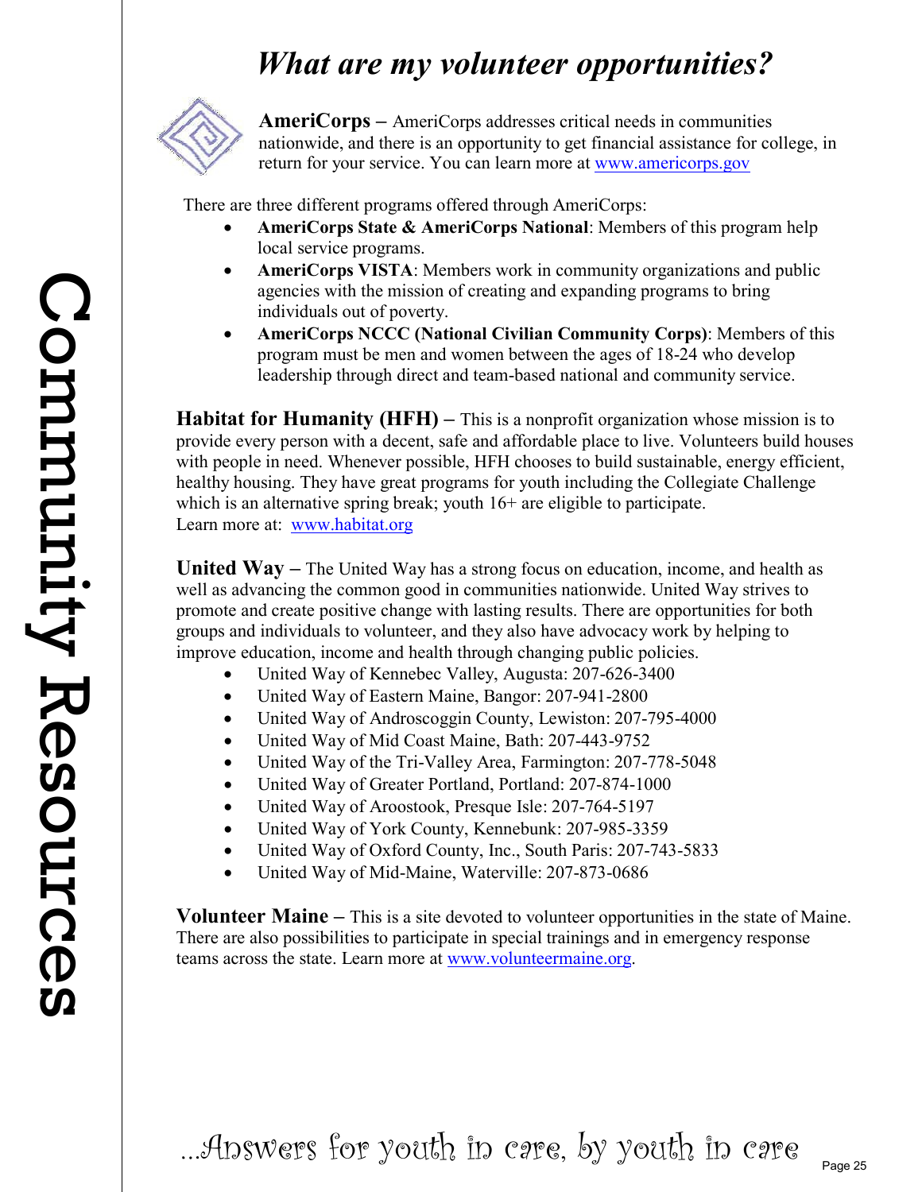# *What are my volunteer opportunities?*

**AmeriCorps –** AmeriCorps addresses critical needs in communities nationwide, and there is an opportunity to get financial assistance for college, in return for your service. You can learn more at www.americorps.gov

There are three different programs offered through AmeriCorps:

- **AmeriCorps State & AmeriCorps National**: Members of this program help local service programs.
- **AmeriCorps VISTA**: Members work in community organizations and public agencies with the mission of creating and expanding programs to bring individuals out of poverty.
- **AmeriCorps NCCC (National Civilian Community Corps)**: Members of this program must be men and women between the ages of 18-24 who develop leadership through direct and team-based national and community service.

**Habitat for Humanity (HFH) –** This is a nonprofit organization whose mission is to provide every person with a decent, safe and affordable place to live. Volunteers build houses with people in need. Whenever possible, HFH chooses to build sustainable, energy efficient, healthy housing. They have great programs for youth including the Collegiate Challenge which is an alternative spring break; youth 16+ are eligible to participate.
Learn more at: www.habitat.org

**United Way –** The United Way has a strong focus on education, income, and health as well as advancing the common good in communities nationwide. United Way strives to promote and create positive change with lasting results. There are opportunities for both groups and individuals to volunteer, and they also have advocacy work by helping to improve education, income and health through changing public policies.

- United Way of Kennebec Valley, Augusta: 207-626-3400
- United Way of Eastern Maine, Bangor: 207-941-2800
- United Way of Androscoggin County, Lewiston: 207-795-4000
- United Way of Mid Coast Maine, Bath: 207-443-9752
- United Way of the Tri-Valley Area, Farmington: 207-778-5048
- United Way of Greater Portland, Portland: 207-874-1000
- United Way of Aroostook, Presque Isle: 207-764-5197
- United Way of York County, Kennebunk: 207-985-3359
- United Way of Oxford County, Inc., South Paris: 207-743-5833
- United Way of Mid-Maine, Waterville: 207-873-0686

**Volunteer Maine –** This is a site devoted to volunteer opportunities in the state of Maine. There are also possibilities to participate in special trainings and in emergency response teams across the state. Learn more at www.volunteermaine.org.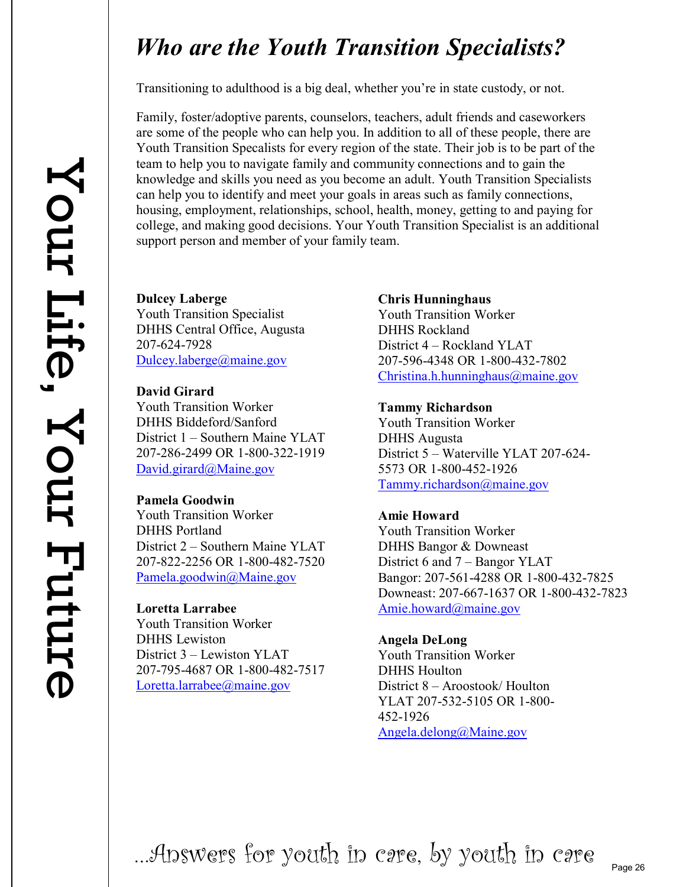# *Who are the Youth Transition Specialists?*

Transitioning to adulthood is a big deal, whether you're in state custody, or not.

Family, foster/adoptive parents, counselors, teachers, adult friends and caseworkers are some of the people who can help you. In addition to all of these people, there are Youth Transition Specalists for every region of the state. Their job is to be part of the team to help you to navigate family and community connections and to gain the knowledge and skills you need as you become an adult. Youth Transition Specialists can help you to identify and meet your goals in areas such as family connections, housing, employment, relationships, school, health, money, getting to and paying for college, and making good decisions. Your Youth Transition Specialist is an additional support person and member of your family team.

**Dulcey Laberge**
Youth Transition Specialist
DHHS Central Office, Augusta
207-624-7928
Dulcey.laberge@maine.gov

**David Girard**
Youth Transition Worker
DHHS Biddeford/Sanford
District 1 – Southern Maine YLAT
207-286-2499 OR 1-800-322-1919
David.girard@Maine.gov

**Pamela Goodwin**
Youth Transition Worker
DHHS Portland
District 2 – Southern Maine YLAT
207-822-2256 OR 1-800-482-7520
Pamela.goodwin@Maine.gov

**Loretta Larrabee**
Youth Transition Worker
DHHS Lewiston
District 3 – Lewiston YLAT
207-795-4687 OR 1-800-482-7517
Loretta.larrabee@maine.gov

**Chris Hunninghaus**
Youth Transition Worker
DHHS Rockland
District 4 – Rockland YLAT
207-596-4348 OR 1-800-432-7802
Christina.h.hunninghaus@maine.gov

**Tammy Richardson**
Youth Transition Worker
DHHS Augusta
District 5 – Waterville YLAT 207-624-5573 OR 1-800-452-1926
Tammy.richardson@maine.gov

**Amie Howard**
Youth Transition Worker
DHHS Bangor & Downeast
District 6 and 7 – Bangor YLAT
Bangor: 207-561-4288 OR 1-800-432-7825
Downeast: 207-667-1637 OR 1-800-432-7823
Amie.howard@maine.gov

**Angela DeLong**
Youth Transition Worker
DHHS Houlton
District 8 – Aroostook/ Houlton YLAT 207-532-5105 OR 1-800-452-1926
Angela.delong@Maine.gov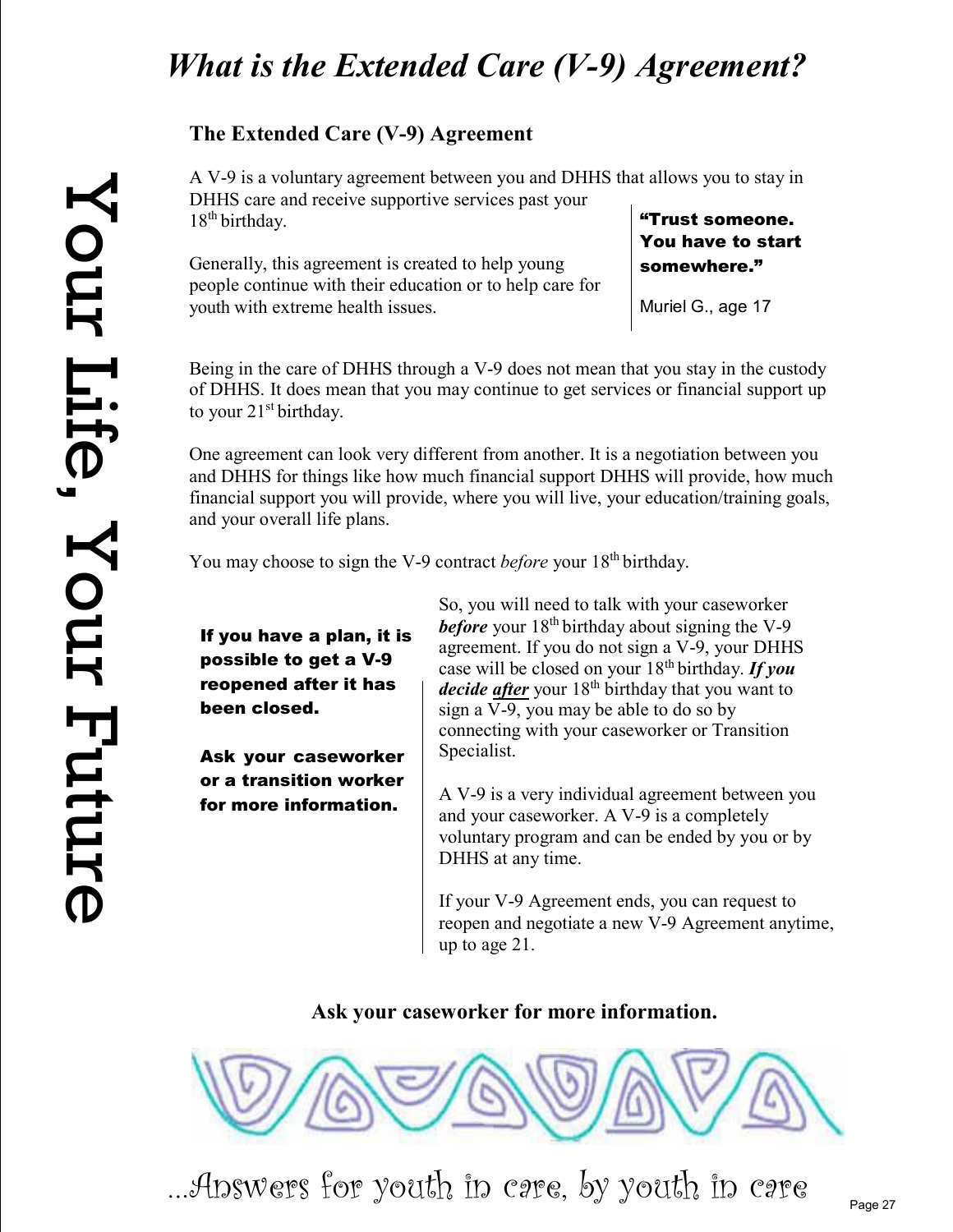# *What is the Extended Care (V-9) Agreement?*

## The Extended Care (V-9) Agreement

A V-9 is a voluntary agreement between you and DHHS that allows you to stay in DHHS care and receive supportive services past your 18th birthday.

Generally, this agreement is created to help young people continue with their education or to help care for youth with extreme health issues.

> **"Trust someone. You have to start somewhere."**
>
> Muriel G., age 17

Being in the care of DHHS through a V-9 does not mean that you stay in the custody of DHHS. It does mean that you may continue to get services or financial support up to your 21st birthday.

One agreement can look very different from another. It is a negotiation between you and DHHS for things like how much financial support DHHS will provide, how much financial support you will provide, where you will live, your education/training goals, and your overall life plans.

You may choose to sign the V-9 contract *before* your 18th birthday.

**If you have a plan, it is possible to get a V-9 reopened after it has been closed.**

**Ask your caseworker or a transition worker for more information.**

So, you will need to talk with your caseworker ***before*** your 18th birthday about signing the V-9 agreement. If you do not sign a V-9, your DHHS case will be closed on your 18th birthday. ***If you decide after*** your 18th birthday that you want to sign a V-9, you may be able to do so by connecting with your caseworker or Transition Specialist.

A V-9 is a very individual agreement between you and your caseworker. A V-9 is a completely voluntary program and can be ended by you or by DHHS at any time.

If your V-9 Agreement ends, you can request to reopen and negotiate a new V-9 Agreement anytime, up to age 21.

**Ask your caseworker for more information.**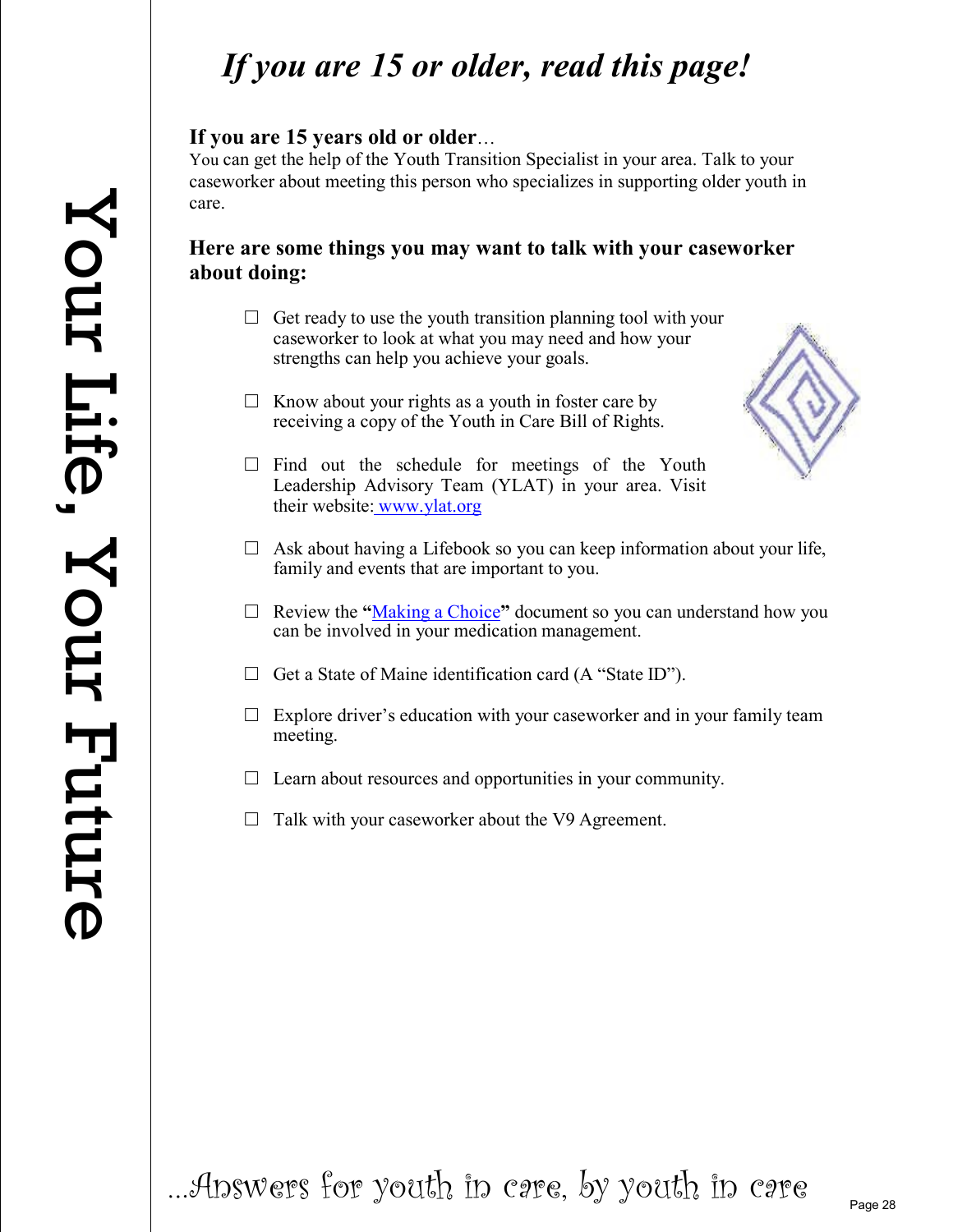# *If you are 15 or older, read this page!*

**If you are 15 years old or older**…
You can get the help of the Youth Transition Specialist in your area. Talk to your caseworker about meeting this person who specializes in supporting older youth in care.

### Here are some things you may want to talk with your caseworker about doing:

- ☐ Get ready to use the youth transition planning tool with your caseworker to look at what you may need and how your strengths can help you achieve your goals.
- ☐ Know about your rights as a youth in foster care by receiving a copy of the Youth in Care Bill of Rights.
- ☐ Find out the schedule for meetings of the Youth Leadership Advisory Team (YLAT) in your area. Visit their website: www.ylat.org
- ☐ Ask about having a Lifebook so you can keep information about your life, family and events that are important to you.
- ☐ Review the **"**Making a Choice**"** document so you can understand how you can be involved in your medication management.
- ☐ Get a State of Maine identification card (A "State ID").
- ☐ Explore driver's education with your caseworker and in your family team meeting.
- ☐ Learn about resources and opportunities in your community.
- ☐ Talk with your caseworker about the V9 Agreement.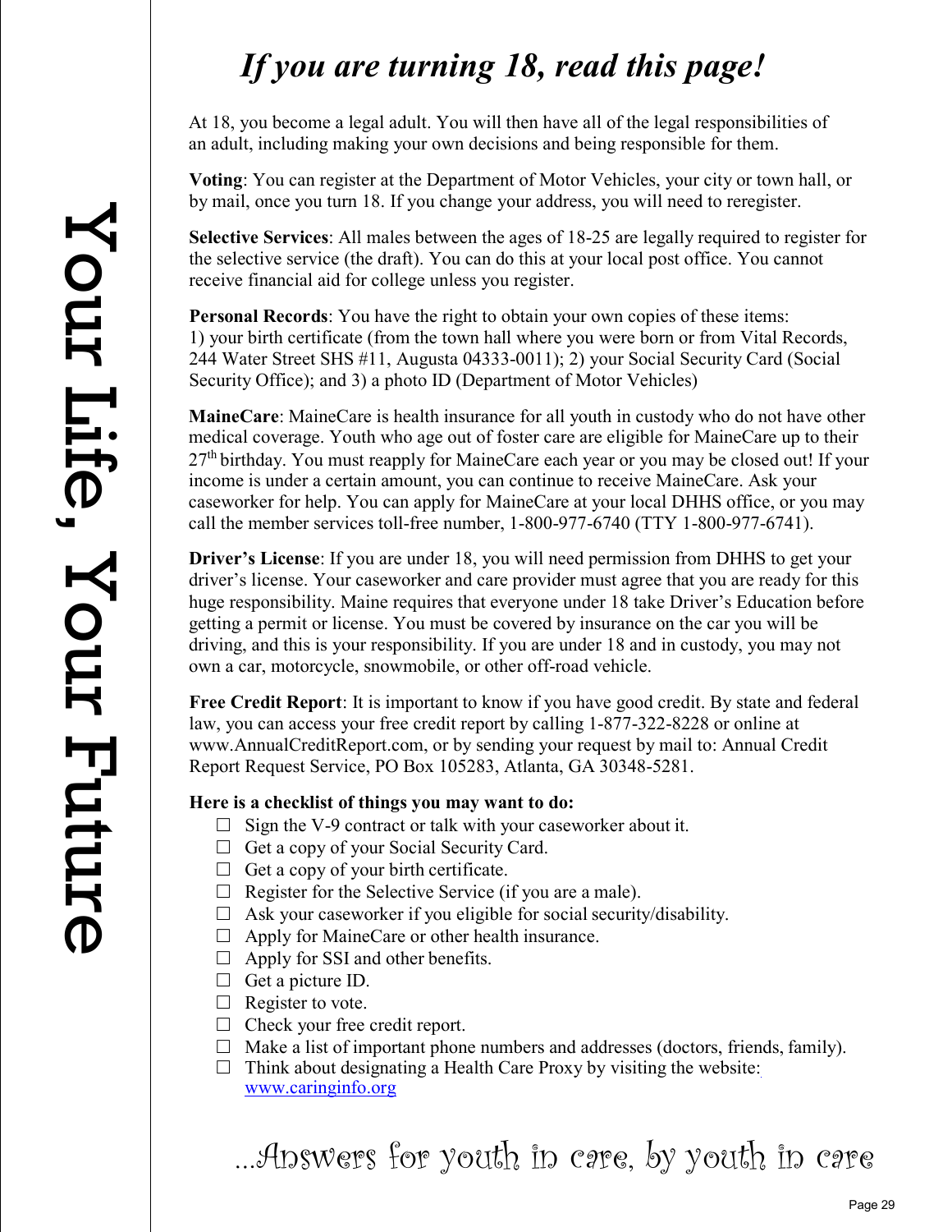# *If you are turning 18, read this page!*

At 18, you become a legal adult. You will then have all of the legal responsibilities of an adult, including making your own decisions and being responsible for them.

**Voting**: You can register at the Department of Motor Vehicles, your city or town hall, or by mail, once you turn 18. If you change your address, you will need to reregister.

**Selective Services**: All males between the ages of 18-25 are legally required to register for the selective service (the draft). You can do this at your local post office. You cannot receive financial aid for college unless you register.

**Personal Records**: You have the right to obtain your own copies of these items: 1) your birth certificate (from the town hall where you were born or from Vital Records, 244 Water Street SHS #11, Augusta 04333-0011); 2) your Social Security Card (Social Security Office); and 3) a photo ID (Department of Motor Vehicles)

**MaineCare**: MaineCare is health insurance for all youth in custody who do not have other medical coverage. Youth who age out of foster care are eligible for MaineCare up to their 27th birthday. You must reapply for MaineCare each year or you may be closed out! If your income is under a certain amount, you can continue to receive MaineCare. Ask your caseworker for help. You can apply for MaineCare at your local DHHS office, or you may call the member services toll-free number, 1-800-977-6740 (TTY 1-800-977-6741).

**Driver's License**: If you are under 18, you will need permission from DHHS to get your driver's license. Your caseworker and care provider must agree that you are ready for this huge responsibility. Maine requires that everyone under 18 take Driver's Education before getting a permit or license. You must be covered by insurance on the car you will be driving, and this is your responsibility. If you are under 18 and in custody, you may not own a car, motorcycle, snowmobile, or other off-road vehicle.

**Free Credit Report**: It is important to know if you have good credit. By state and federal law, you can access your free credit report by calling 1-877-322-8228 or online at www.AnnualCreditReport.com, or by sending your request by mail to: Annual Credit Report Request Service, PO Box 105283, Atlanta, GA 30348-5281.

**Here is a checklist of things you may want to do:**

- ☐ Sign the V-9 contract or talk with your caseworker about it.
- ☐ Get a copy of your Social Security Card.
- ☐ Get a copy of your birth certificate.
- ☐ Register for the Selective Service (if you are a male).
- ☐ Ask your caseworker if you eligible for social security/disability.
- ☐ Apply for MaineCare or other health insurance.
- ☐ Apply for SSI and other benefits.
- ☐ Get a picture ID.
- ☐ Register to vote.
- ☐ Check your free credit report.
- ☐ Make a list of important phone numbers and addresses (doctors, friends, family).
- ☐ Think about designating a Health Care Proxy by visiting the website: www.caringinfo.org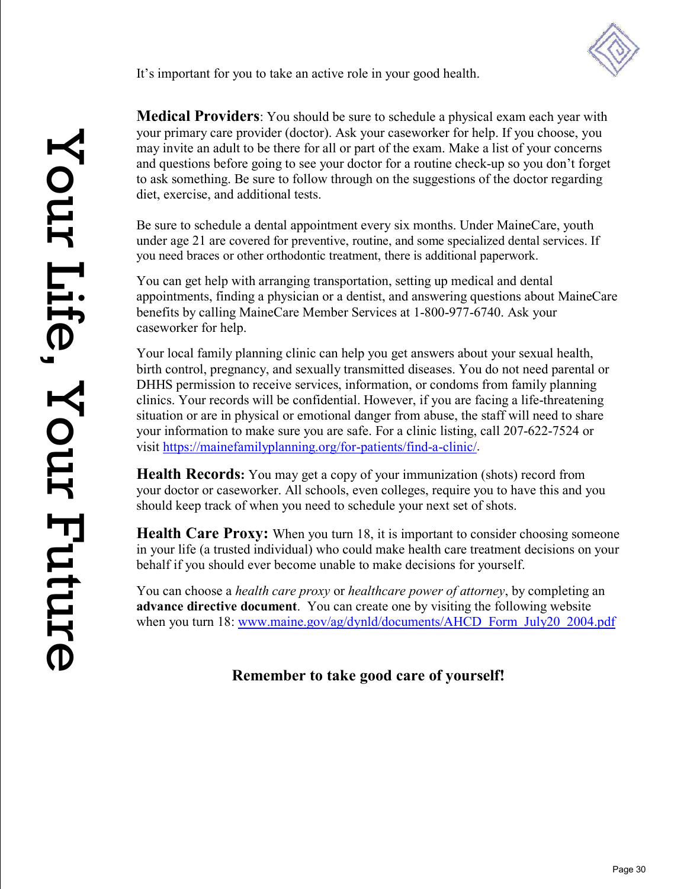It’s important for you to take an active role in your good health.

**Medical Providers**: You should be sure to schedule a physical exam each year with your primary care provider (doctor). Ask your caseworker for help. If you choose, you may invite an adult to be there for all or part of the exam. Make a list of your concerns and questions before going to see your doctor for a routine check-up so you don’t forget to ask something. Be sure to follow through on the suggestions of the doctor regarding diet, exercise, and additional tests.

Be sure to schedule a dental appointment every six months. Under MaineCare, youth under age 21 are covered for preventive, routine, and some specialized dental services. If you need braces or other orthodontic treatment, there is additional paperwork.

You can get help with arranging transportation, setting up medical and dental appointments, finding a physician or a dentist, and answering questions about MaineCare benefits by calling MaineCare Member Services at 1-800-977-6740. Ask your caseworker for help.

Your local family planning clinic can help you get answers about your sexual health, birth control, pregnancy, and sexually transmitted diseases. You do not need parental or DHHS permission to receive services, information, or condoms from family planning clinics. Your records will be confidential. However, if you are facing a life-threatening situation or are in physical or emotional danger from abuse, the staff will need to share your information to make sure you are safe. For a clinic listing, call 207-622-7524 or visit https://mainefamilyplanning.org/for-patients/find-a-clinic/.

**Health Records:** You may get a copy of your immunization (shots) record from your doctor or caseworker. All schools, even colleges, require you to have this and you should keep track of when you need to schedule your next set of shots.

**Health Care Proxy:** When you turn 18, it is important to consider choosing someone in your life (a trusted individual) who could make health care treatment decisions on your behalf if you should ever become unable to make decisions for yourself.

You can choose a *health care proxy* or *healthcare power of attorney*, by completing an **advance directive document**. You can create one by visiting the following website when you turn 18: www.maine.gov/ag/dynld/documents/AHCD_Form_July20_2004.pdf

**Remember to take good care of yourself!**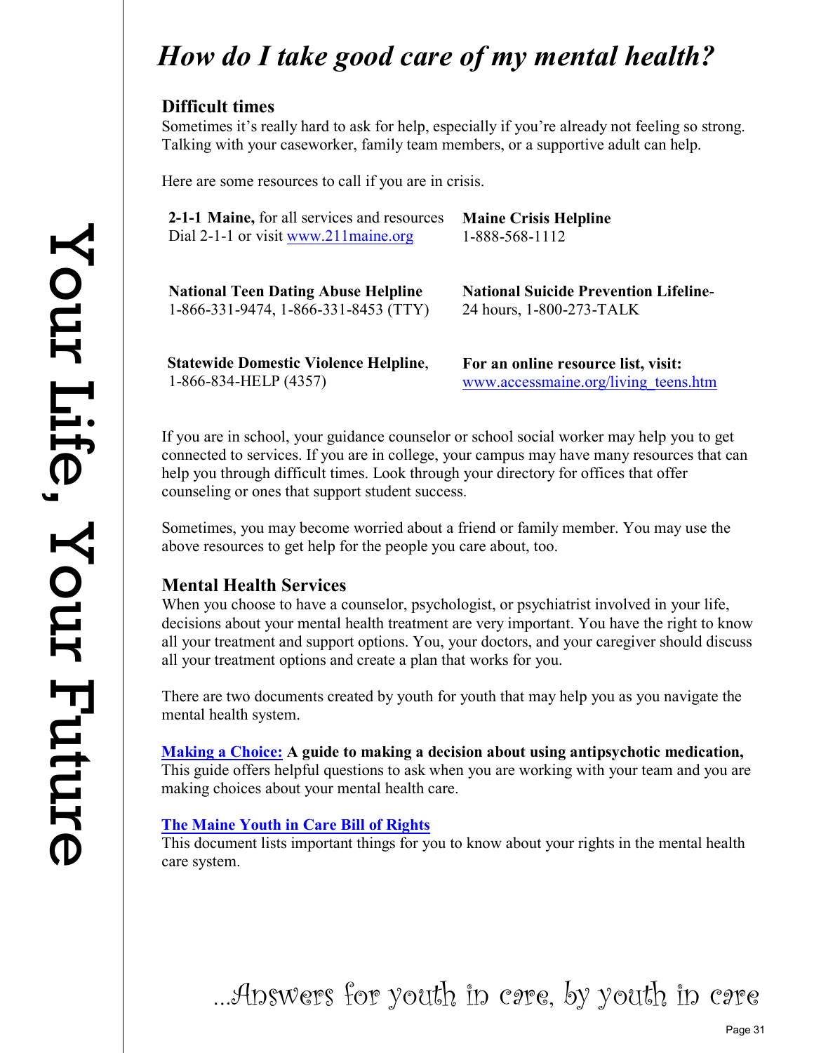# *How do I take good care of my mental health?*

## Difficult times

Sometimes it's really hard to ask for help, especially if you're already not feeling so strong. Talking with your caseworker, family team members, or a supportive adult can help.

Here are some resources to call if you are in crisis.

**2-1-1 Maine,** for all services and resources
Dial 2-1-1 or visit www.211maine.org

**Maine Crisis Helpline**
1-888-568-1112

**National Teen Dating Abuse Helpline**
1-866-331-9474, 1-866-331-8453 (TTY)

**National Suicide Prevention Lifeline**-
24 hours, 1-800-273-TALK

**Statewide Domestic Violence Helpline**,
1-866-834-HELP (4357)

**For an online resource list, visit:**
www.accessmaine.org/living_teens.htm

If you are in school, your guidance counselor or school social worker may help you to get connected to services. If you are in college, your campus may have many resources that can help you through difficult times. Look through your directory for offices that offer counseling or ones that support student success.

Sometimes, you may become worried about a friend or family member. You may use the above resources to get help for the people you care about, too.

## Mental Health Services

When you choose to have a counselor, psychologist, or psychiatrist involved in your life, decisions about your mental health treatment are very important. You have the right to know all your treatment and support options. You, your doctors, and your caregiver should discuss all your treatment options and create a plan that works for you.

There are two documents created by youth for youth that may help you as you navigate the mental health system.

**Making a Choice: A guide to making a decision about using antipsychotic medication,**
This guide offers helpful questions to ask when you are working with your team and you are making choices about your mental health care.

**The Maine Youth in Care Bill of Rights**
This document lists important things for you to know about your rights in the mental health care system.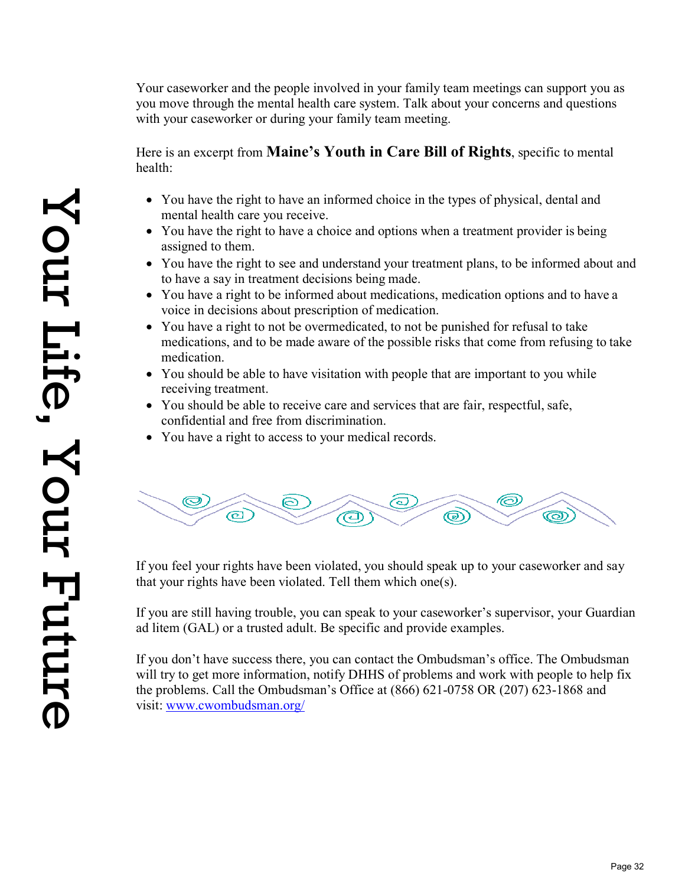Your caseworker and the people involved in your family team meetings can support you as you move through the mental health care system. Talk about your concerns and questions with your caseworker or during your family team meeting.

Here is an excerpt from **Maine's Youth in Care Bill of Rights**, specific to mental health:

- You have the right to have an informed choice in the types of physical, dental and mental health care you receive.
- You have the right to have a choice and options when a treatment provider is being assigned to them.
- You have the right to see and understand your treatment plans, to be informed about and to have a say in treatment decisions being made.
- You have a right to be informed about medications, medication options and to have a voice in decisions about prescription of medication.
- You have a right to not be overmedicated, to not be punished for refusal to take medications, and to be made aware of the possible risks that come from refusing to take medication.
- You should be able to have visitation with people that are important to you while receiving treatment.
- You should be able to receive care and services that are fair, respectful, safe, confidential and free from discrimination.
- You have a right to access to your medical records.

If you feel your rights have been violated, you should speak up to your caseworker and say that your rights have been violated. Tell them which one(s).

If you are still having trouble, you can speak to your caseworker's supervisor, your Guardian ad litem (GAL) or a trusted adult. Be specific and provide examples.

If you don't have success there, you can contact the Ombudsman's office. The Ombudsman will try to get more information, notify DHHS of problems and work with people to help fix the problems. Call the Ombudsman's Office at (866) 621-0758 OR (207) 623-1868 and visit: [www.cwombudsman.org/](http://www.cwombudsman.org/)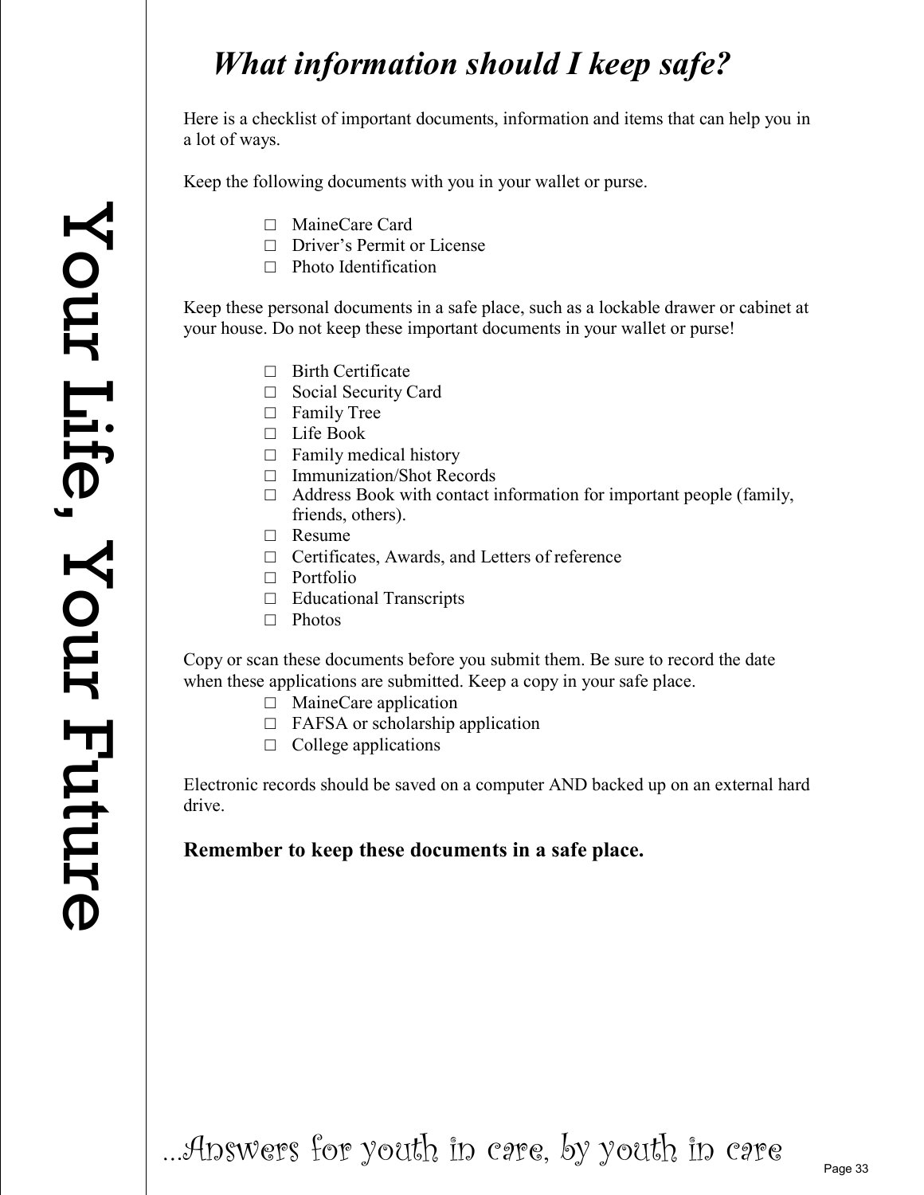# *What information should I keep safe?*

Here is a checklist of important documents, information and items that can help you in a lot of ways.

Keep the following documents with you in your wallet or purse.

- □ MaineCare Card
- □ Driver's Permit or License
- □ Photo Identification

Keep these personal documents in a safe place, such as a lockable drawer or cabinet at your house. Do not keep these important documents in your wallet or purse!

- □ Birth Certificate
- □ Social Security Card
- □ Family Tree
- □ Life Book
- □ Family medical history
- □ Immunization/Shot Records
- □ Address Book with contact information for important people (family, friends, others).
- □ Resume
- □ Certificates, Awards, and Letters of reference
- □ Portfolio
- □ Educational Transcripts
- □ Photos

Copy or scan these documents before you submit them. Be sure to record the date when these applications are submitted. Keep a copy in your safe place.

- □ MaineCare application
- □ FAFSA or scholarship application
- □ College applications

Electronic records should be saved on a computer AND backed up on an external hard drive.

**Remember to keep these documents in a safe place.**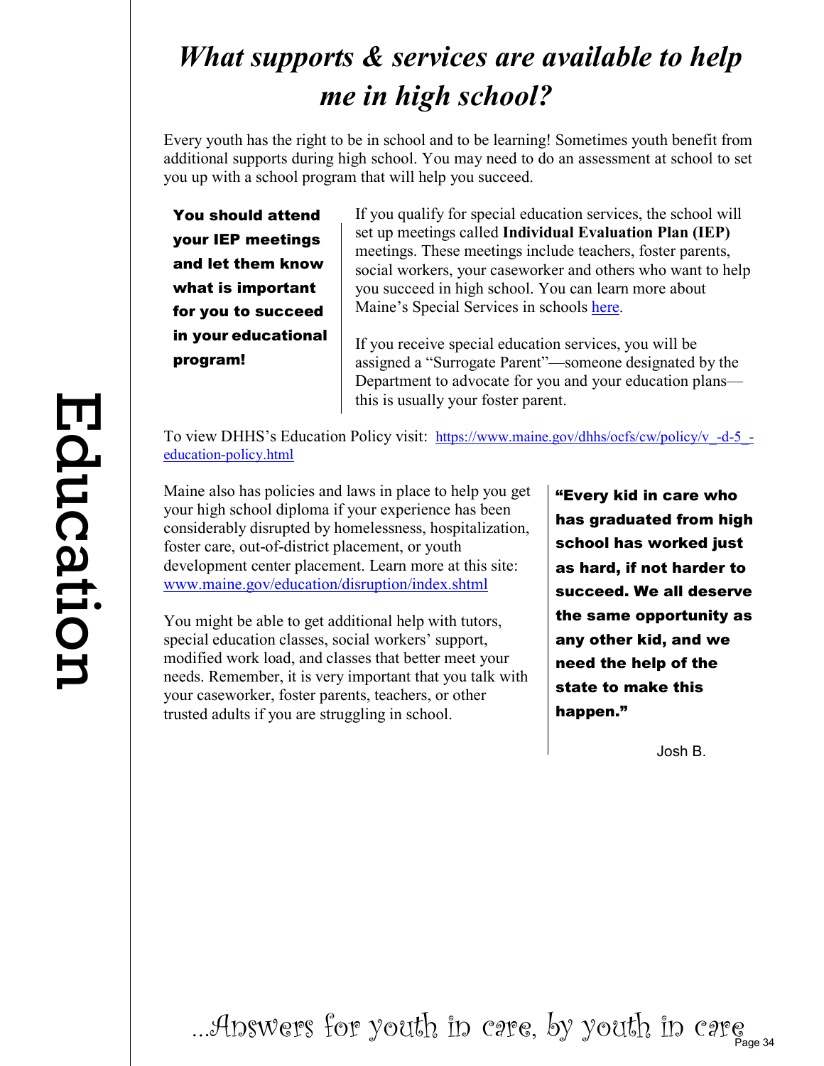# *What supports & services are available to help me in high school?*

Every youth has the right to be in school and to be learning! Sometimes youth benefit from additional supports during high school. You may need to do an assessment at school to set you up with a school program that will help you succeed.

**You should attend your IEP meetings and let them know what is important for you to succeed in your educational program!**

If you qualify for special education services, the school will set up meetings called **Individual Evaluation Plan (IEP)** meetings. These meetings include teachers, foster parents, social workers, your caseworker and others who want to help you succeed in high school. You can learn more about Maine's Special Services in schools here.

If you receive special education services, you will be assigned a "Surrogate Parent"—someone designated by the Department to advocate for you and your education plans—this is usually your foster parent.

To view DHHS's Education Policy visit: https://www.maine.gov/dhhs/ocfs/cw/policy/v_-d-5_-education-policy.html

Maine also has policies and laws in place to help you get your high school diploma if your experience has been considerably disrupted by homelessness, hospitalization, foster care, out-of-district placement, or youth development center placement. Learn more at this site: www.maine.gov/education/disruption/index.shtml

You might be able to get additional help with tutors, special education classes, social workers' support, modified work load, and classes that better meet your needs. Remember, it is very important that you talk with your caseworker, foster parents, teachers, or other trusted adults if you are struggling in school.

**"Every kid in care who has graduated from high school has worked just as hard, if not harder to succeed. We all deserve the same opportunity as any other kid, and we need the help of the state to make this happen."**

Josh B.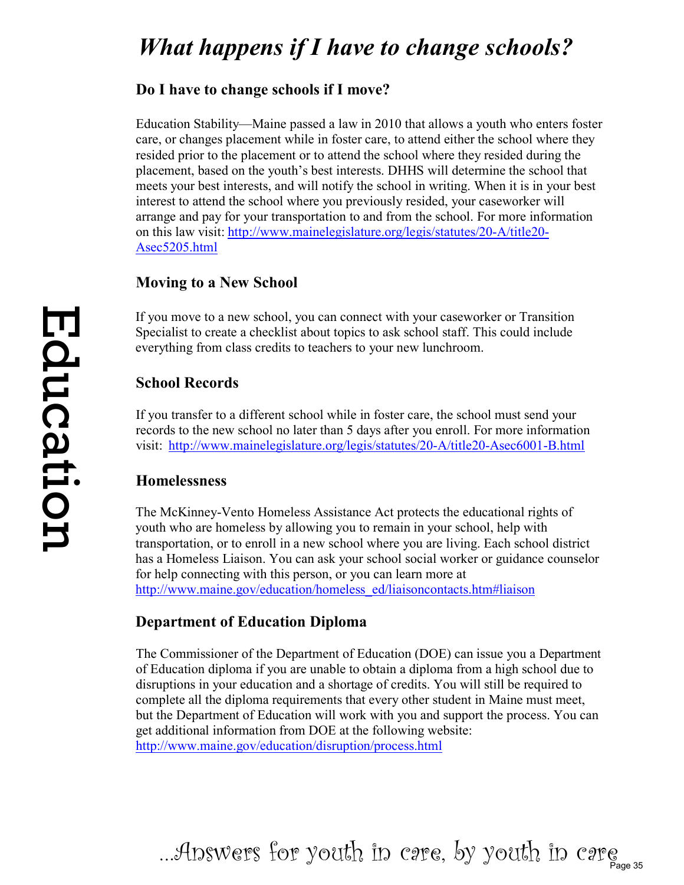# *What happens if I have to change schools?*

## Do I have to change schools if I move?

Education Stability—Maine passed a law in 2010 that allows a youth who enters foster care, or changes placement while in foster care, to attend either the school where they resided prior to the placement or to attend the school where they resided during the placement, based on the youth's best interests. DHHS will determine the school that meets your best interests, and will notify the school in writing. When it is in your best interest to attend the school where you previously resided, your caseworker will arrange and pay for your transportation to and from the school. For more information on this law visit: http://www.mainelegislature.org/legis/statutes/20-A/title20-Asec5205.html

## Moving to a New School

If you move to a new school, you can connect with your caseworker or Transition Specialist to create a checklist about topics to ask school staff. This could include everything from class credits to teachers to your new lunchroom.

## School Records

If you transfer to a different school while in foster care, the school must send your records to the new school no later than 5 days after you enroll. For more information visit: http://www.mainelegislature.org/legis/statutes/20-A/title20-Asec6001-B.html

## Homelessness

The McKinney-Vento Homeless Assistance Act protects the educational rights of youth who are homeless by allowing you to remain in your school, help with transportation, or to enroll in a new school where you are living. Each school district has a Homeless Liaison. You can ask your school social worker or guidance counselor for help connecting with this person, or you can learn more at http://www.maine.gov/education/homeless_ed/liaisoncontacts.htm#liaison

## Department of Education Diploma

The Commissioner of the Department of Education (DOE) can issue you a Department of Education diploma if you are unable to obtain a diploma from a high school due to disruptions in your education and a shortage of credits. You will still be required to complete all the diploma requirements that every other student in Maine must meet, but the Department of Education will work with you and support the process. You can get additional information from DOE at the following website: http://www.maine.gov/education/disruption/process.html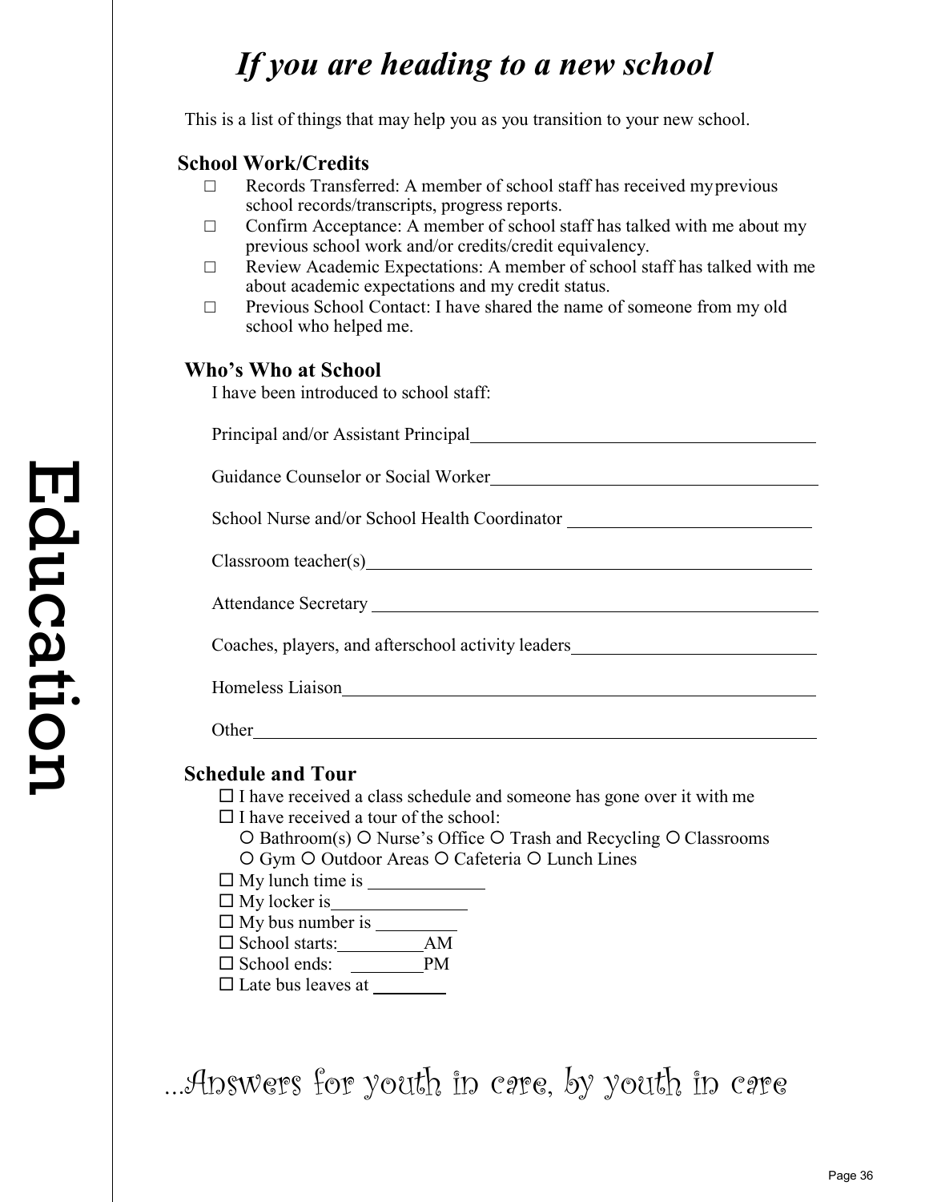# *If you are heading to a new school*

This is a list of things that may help you as you transition to your new school.

## School Work/Credits

- □ Records Transferred: A member of school staff has received my previous school records/transcripts, progress reports.
- □ Confirm Acceptance: A member of school staff has talked with me about my previous school work and/or credits/credit equivalency.
- □ Review Academic Expectations: A member of school staff has talked with me about academic expectations and my credit status.
- □ Previous School Contact: I have shared the name of someone from my old school who helped me.

## Who's Who at School

I have been introduced to school staff:

Principal and/or Assistant Principal\_\_\_\_\_\_\_\_\_\_\_\_\_\_\_\_\_\_\_\_\_\_\_\_\_\_\_\_\_\_

Guidance Counselor or Social Worker\_\_\_\_\_\_\_\_\_\_\_\_\_\_\_\_\_\_\_\_\_\_\_\_\_\_\_\_\_\_

School Nurse and/or School Health Coordinator \_\_\_\_\_\_\_\_\_\_\_\_\_\_\_\_\_\_\_\_\_

Classroom teacher(s)\_\_\_\_\_\_\_\_\_\_\_\_\_\_\_\_\_\_\_\_\_\_\_\_\_\_\_\_\_\_\_\_\_\_\_\_\_\_\_

Attendance Secretary \_\_\_\_\_\_\_\_\_\_\_\_\_\_\_\_\_\_\_\_\_\_\_\_\_\_\_\_\_\_\_\_\_\_\_\_\_\_\_

Coaches, players, and afterschool activity leaders\_\_\_\_\_\_\_\_\_\_\_\_\_\_\_\_\_\_\_\_\_

Homeless Liaison\_\_\_\_\_\_\_\_\_\_\_\_\_\_\_\_\_\_\_\_\_\_\_\_\_\_\_\_\_\_\_\_\_\_\_\_\_\_\_\_\_

Other\_\_\_\_\_\_\_\_\_\_\_\_\_\_\_\_\_\_\_\_\_\_\_\_\_\_\_\_\_\_\_\_\_\_\_\_\_\_\_\_\_\_\_\_\_\_\_\_

## Schedule and Tour

- ☐ I have received a class schedule and someone has gone over it with me
- ☐ I have received a tour of the school:
  - ○ Bathroom(s) ○ Nurse's Office ○ Trash and Recycling ○ Classrooms
  - ○ Gym ○ Outdoor Areas ○ Cafeteria ○ Lunch Lines
- ☐ My lunch time is \_\_\_\_\_\_\_\_\_\_
- ☐ My locker is\_\_\_\_\_\_\_\_\_\_\_
- ☐ My bus number is \_\_\_\_\_\_\_
- ☐ School starts:\_\_\_\_\_\_\_AM
- ☐ School ends: \_\_\_\_\_\_\_PM
- ☐ Late bus leaves at \_\_\_\_\_\_

*...Answers for youth in care, by youth in care*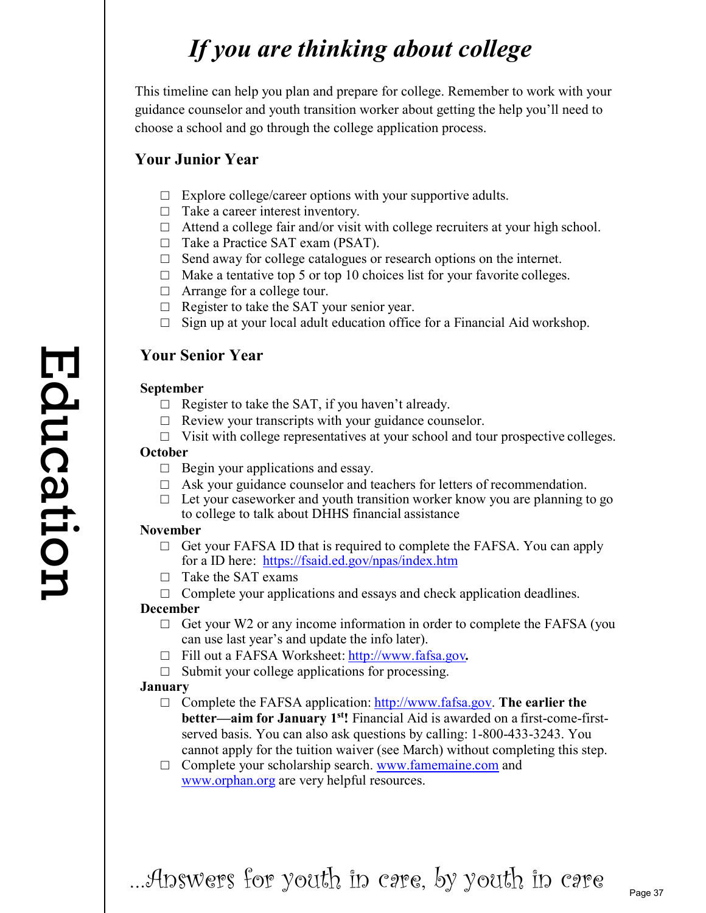# *If you are thinking about college*

This timeline can help you plan and prepare for college. Remember to work with your guidance counselor and youth transition worker about getting the help you'll need to choose a school and go through the college application process.

## Your Junior Year

- □ Explore college/career options with your supportive adults.
- □ Take a career interest inventory.
- □ Attend a college fair and/or visit with college recruiters at your high school.
- □ Take a Practice SAT exam (PSAT).
- □ Send away for college catalogues or research options on the internet.
- □ Make a tentative top 5 or top 10 choices list for your favorite colleges.
- □ Arrange for a college tour.
- □ Register to take the SAT your senior year.
- □ Sign up at your local adult education office for a Financial Aid workshop.

## Your Senior Year

**September**

- □ Register to take the SAT, if you haven't already.
- □ Review your transcripts with your guidance counselor.
- □ Visit with college representatives at your school and tour prospective colleges.

**October**

- □ Begin your applications and essay.
- □ Ask your guidance counselor and teachers for letters of recommendation.
- □ Let your caseworker and youth transition worker know you are planning to go to college to talk about DHHS financial assistance

**November**

- □ Get your FAFSA ID that is required to complete the FAFSA. You can apply for a ID here: https://fsaid.ed.gov/npas/index.htm
- □ Take the SAT exams
- □ Complete your applications and essays and check application deadlines.

**December**

- □ Get your W2 or any income information in order to complete the FAFSA (you can use last year's and update the info later).
- □ Fill out a FAFSA Worksheet: http://www.fafsa.gov**.**
- □ Submit your college applications for processing.

**January**

- □ Complete the FAFSA application: http://www.fafsa.gov. **The earlier the better—aim for January 1st!** Financial Aid is awarded on a first-come-first-served basis. You can also ask questions by calling: 1-800-433-3243. You cannot apply for the tuition waiver (see March) without completing this step.
- □ Complete your scholarship search. www.famemaine.com and www.orphan.org are very helpful resources.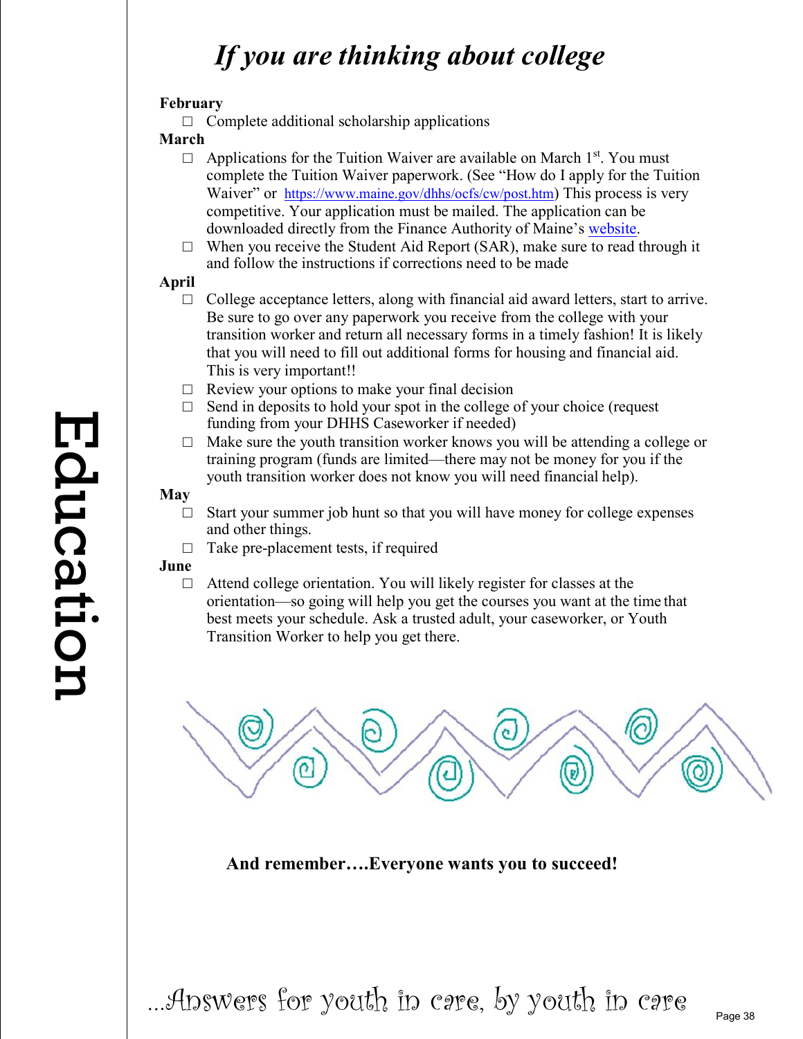# *If you are thinking about college*

**February**

- ☐ Complete additional scholarship applications

**March**

- ☐ Applications for the Tuition Waiver are available on March 1st. You must complete the Tuition Waiver paperwork. (See "How do I apply for the Tuition Waiver" or https://www.maine.gov/dhhs/ocfs/cw/post.htm) This process is very competitive. Your application must be mailed. The application can be downloaded directly from the Finance Authority of Maine's website.
- ☐ When you receive the Student Aid Report (SAR), make sure to read through it and follow the instructions if corrections need to be made

**April**

- ☐ College acceptance letters, along with financial aid award letters, start to arrive. Be sure to go over any paperwork you receive from the college with your transition worker and return all necessary forms in a timely fashion! It is likely that you will need to fill out additional forms for housing and financial aid. This is very important!!
- ☐ Review your options to make your final decision
- ☐ Send in deposits to hold your spot in the college of your choice (request funding from your DHHS Caseworker if needed)
- ☐ Make sure the youth transition worker knows you will be attending a college or training program (funds are limited—there may not be money for you if the youth transition worker does not know you will need financial help).

**May**

- ☐ Start your summer job hunt so that you will have money for college expenses and other things.
- ☐ Take pre-placement tests, if required

**June**

- ☐ Attend college orientation. You will likely register for classes at the orientation—so going will help you get the courses you want at the time that best meets your schedule. Ask a trusted adult, your caseworker, or Youth Transition Worker to help you get there.

**And remember….Everyone wants you to succeed!**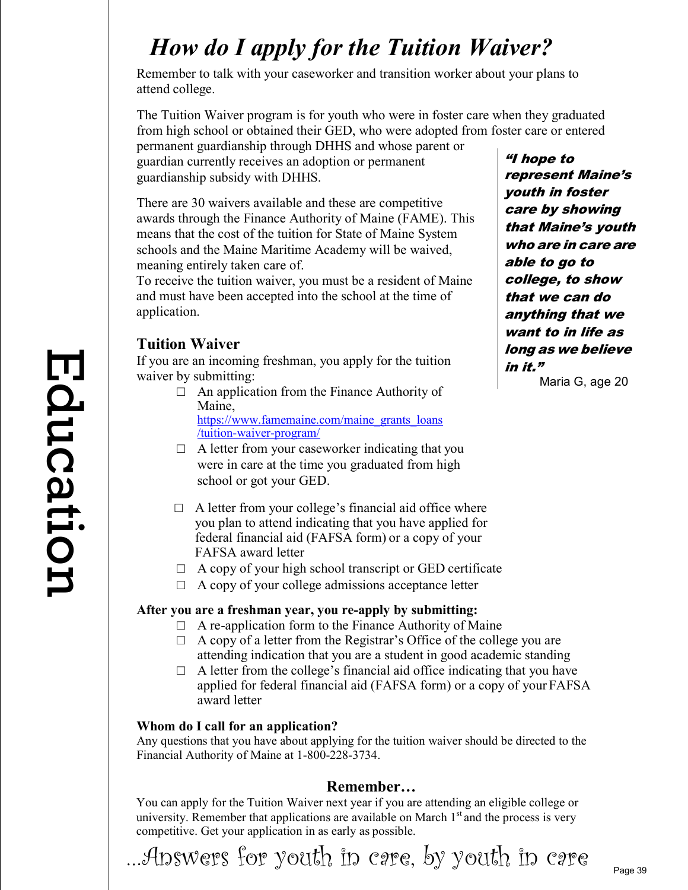# *How do I apply for the Tuition Waiver?*

Remember to talk with your caseworker and transition worker about your plans to attend college.

The Tuition Waiver program is for youth who were in foster care when they graduated from high school or obtained their GED, who were adopted from foster care or entered permanent guardianship through DHHS and whose parent or guardian currently receives an adoption or permanent guardianship subsidy with DHHS.

There are 30 waivers available and these are competitive awards through the Finance Authority of Maine (FAME). This means that the cost of the tuition for State of Maine System schools and the Maine Maritime Academy will be waived, meaning entirely taken care of.

To receive the tuition waiver, you must be a resident of Maine and must have been accepted into the school at the time of application.

***"I hope to represent Maine's youth in foster care by showing that Maine's youth who are in care are able to go to college, to show that we can do anything that we want to in life as long as we believe in it."***

Maria G, age 20

## Tuition Waiver

If you are an incoming freshman, you apply for the tuition waiver by submitting:

- ☐ An application from the Finance Authority of Maine, https://www.famemaine.com/maine_grants_loans/tuition-waiver-program/
- ☐ A letter from your caseworker indicating that you were in care at the time you graduated from high school or got your GED.
- ☐ A letter from your college's financial aid office where you plan to attend indicating that you have applied for federal financial aid (FAFSA form) or a copy of your FAFSA award letter
- ☐ A copy of your high school transcript or GED certificate
- ☐ A copy of your college admissions acceptance letter

**After you are a freshman year, you re-apply by submitting:**

- ☐ A re-application form to the Finance Authority of Maine
- ☐ A copy of a letter from the Registrar's Office of the college you are attending indication that you are a student in good academic standing
- ☐ A letter from the college's financial aid office indicating that you have applied for federal financial aid (FAFSA form) or a copy of your FAFSA award letter

**Whom do I call for an application?**

Any questions that you have about applying for the tuition waiver should be directed to the Financial Authority of Maine at 1-800-228-3734.

### Remember…

You can apply for the Tuition Waiver next year if you are attending an eligible college or university. Remember that applications are available on March 1st and the process is very competitive. Get your application in as early as possible.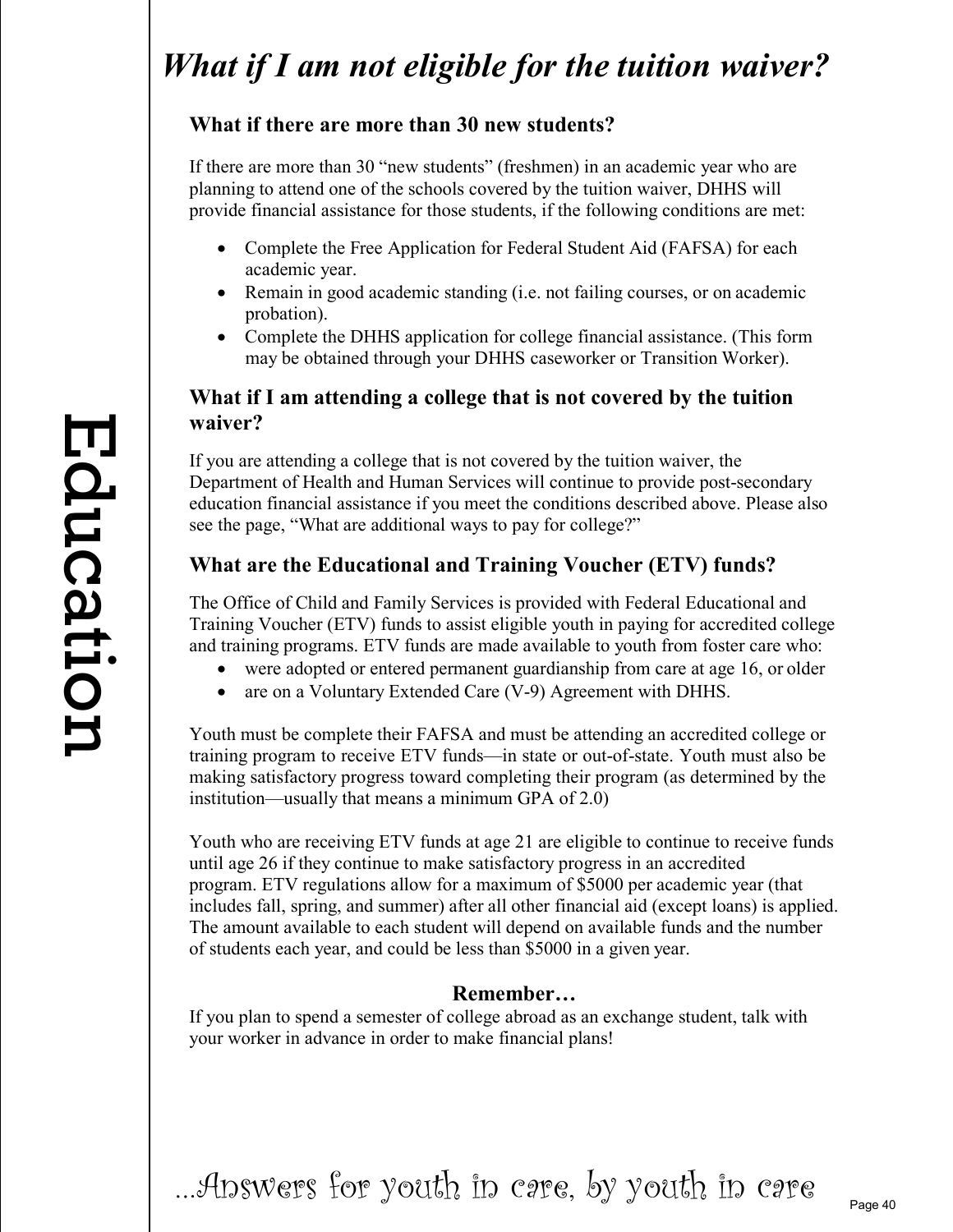# *What if I am not eligible for the tuition waiver?*

### What if there are more than 30 new students?

If there are more than 30 “new students” (freshmen) in an academic year who are planning to attend one of the schools covered by the tuition waiver, DHHS will provide financial assistance for those students, if the following conditions are met:

- Complete the Free Application for Federal Student Aid (FAFSA) for each academic year.
- Remain in good academic standing (i.e. not failing courses, or on academic probation).
- Complete the DHHS application for college financial assistance. (This form may be obtained through your DHHS caseworker or Transition Worker).

### What if I am attending a college that is not covered by the tuition waiver?

If you are attending a college that is not covered by the tuition waiver, the Department of Health and Human Services will continue to provide post-secondary education financial assistance if you meet the conditions described above. Please also see the page, “What are additional ways to pay for college?”

### What are the Educational and Training Voucher (ETV) funds?

The Office of Child and Family Services is provided with Federal Educational and Training Voucher (ETV) funds to assist eligible youth in paying for accredited college and training programs. ETV funds are made available to youth from foster care who:

- were adopted or entered permanent guardianship from care at age 16, or older
- are on a Voluntary Extended Care (V-9) Agreement with DHHS.

Youth must be complete their FAFSA and must be attending an accredited college or training program to receive ETV funds—in state or out-of-state. Youth must also be making satisfactory progress toward completing their program (as determined by the institution—usually that means a minimum GPA of 2.0)

Youth who are receiving ETV funds at age 21 are eligible to continue to receive funds until age 26 if they continue to make satisfactory progress in an accredited program. ETV regulations allow for a maximum of $5000 per academic year (that includes fall, spring, and summer) after all other financial aid (except loans) is applied. The amount available to each student will depend on available funds and the number of students each year, and could be less than $5000 in a given year.

**Remember…**

If you plan to spend a semester of college abroad as an exchange student, talk with your worker in advance in order to make financial plans!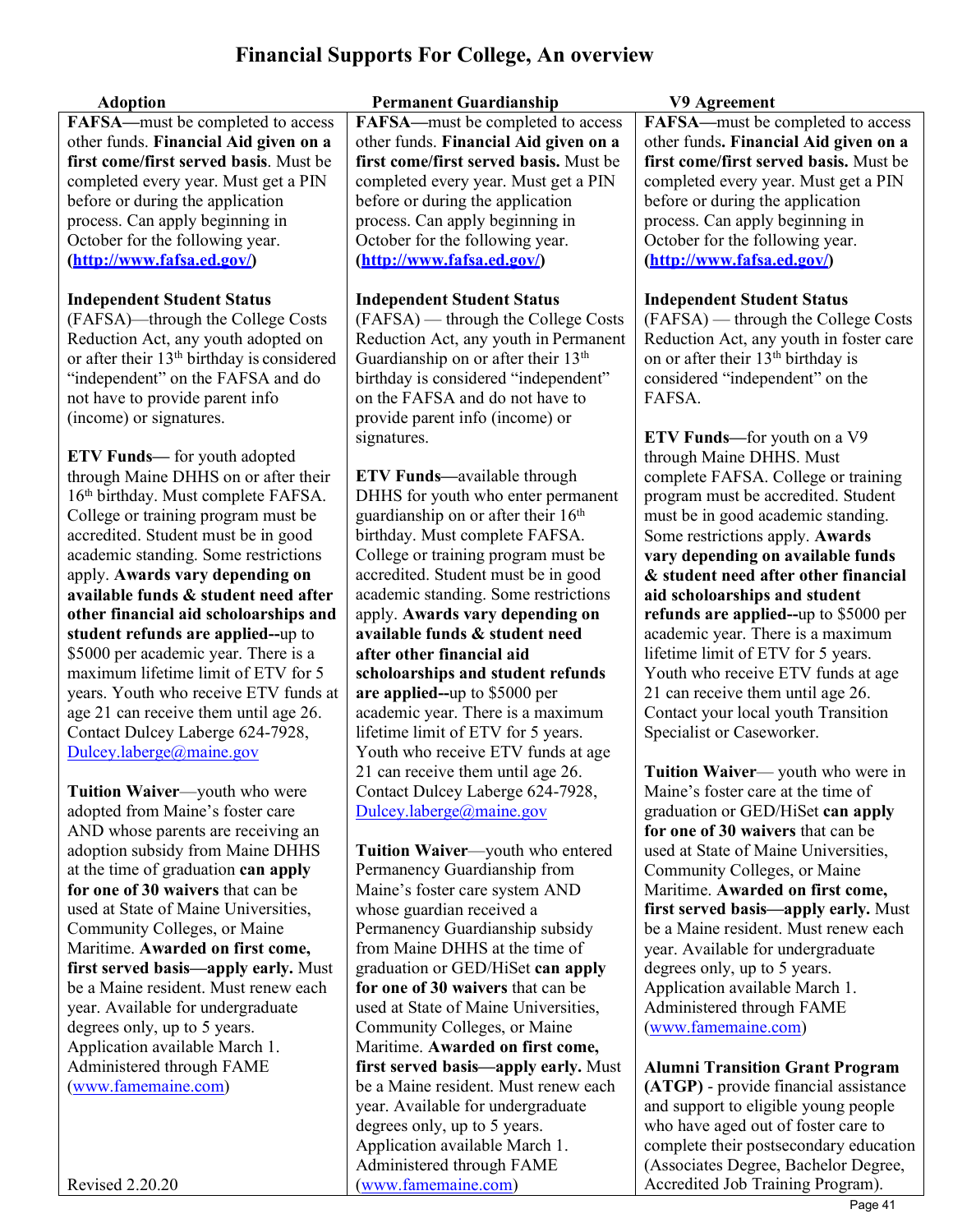# Financial Supports For College, An overview

| Adoption | Permanent Guardianship | V9 Agreement |
|---|---|---|
| **FAFSA—must be completed to access** other funds. **Financial Aid given on a first come/first served basis**. Must be completed every year. Must get a PIN before or during the application process. Can apply beginning in October for the following year. **(http://www.fafsa.ed.gov/)**<br><br>**Independent Student Status** (FAFSA)—through the College Costs Reduction Act, any youth adopted on or after their 13th birthday is considered "independent" on the FAFSA and do not have to provide parent info (income) or signatures.<br><br>**ETV Funds—** for youth adopted through Maine DHHS on or after their 16th birthday. Must complete FAFSA. College or training program must be accredited. Student must be in good academic standing. Some restrictions apply. **Awards vary depending on available funds & student need after other financial aid scholoarships and student refunds are applied--**up to $5000 per academic year. There is a maximum lifetime limit of ETV for 5 years. Youth who receive ETV funds at age 21 can receive them until age 26. Contact Dulcey Laberge 624-7928, Dulcey.laberge@maine.gov<br><br>**Tuition Waiver**—youth who were adopted from Maine's foster care AND whose parents are receiving an adoption subsidy from Maine DHHS at the time of graduation **can apply for one of 30 waivers** that can be used at State of Maine Universities, Community Colleges, or Maine Maritime. **Awarded on first come, first served basis—apply early.** Must be a Maine resident. Must renew each year. Available for undergraduate degrees only, up to 5 years. Application available March 1. Administered through FAME (www.famemaine.com)<br><br>Revised 2.20.20 | **FAFSA—must be completed to access** other funds. **Financial Aid given on a first come/first served basis.** Must be completed every year. Must get a PIN before or during the application process. Can apply beginning in October for the following year. **(http://www.fafsa.ed.gov/)**<br><br>**Independent Student Status** (FAFSA) — through the College Costs Reduction Act, any youth in Permanent Guardianship on or after their 13th birthday is considered "independent" on the FAFSA and do not have to provide parent info (income) or signatures.<br><br>**ETV Funds—**available through DHHS for youth who enter permanent guardianship on or after their 16th birthday. Must complete FAFSA. College or training program must be accredited. Student must be in good academic standing. Some restrictions apply. **Awards vary depending on available funds & student need after other financial aid scholoarships and student refunds are applied--**up to $5000 per academic year. There is a maximum lifetime limit of ETV for 5 years. Youth who receive ETV funds at age 21 can receive them until age 26. Contact Dulcey Laberge 624-7928, Dulcey.laberge@maine.gov<br><br>**Tuition Waiver**—youth who entered Permanency Guardianship from Maine's foster care system AND whose guardian received a Permanency Guardianship subsidy from Maine DHHS at the time of graduation or GED/HiSet **can apply for one of 30 waivers** that can be used at State of Maine Universities, Community Colleges, or Maine Maritime. **Awarded on first come, first served basis—apply early.** Must be a Maine resident. Must renew each year. Available for undergraduate degrees only, up to 5 years. Application available March 1. Administered through FAME (www.famemaine.com) | **FAFSA—must be completed to access** other funds**. Financial Aid given on a first come/first served basis.** Must be completed every year. Must get a PIN before or during the application process. Can apply beginning in October for the following year. **(http://www.fafsa.ed.gov/)**<br><br>**Independent Student Status** (FAFSA) — through the College Costs Reduction Act, any youth in foster care on or after their 13th birthday is considered "independent" on the FAFSA.<br><br>**ETV Funds—**for youth on a V9 through Maine DHHS. Must complete FAFSA. College or training program must be accredited. Student must be in good academic standing. Some restrictions apply. **Awards vary depending on available funds & student need after other financial aid scholoarships and student refunds are applied--**up to $5000 per academic year. There is a maximum lifetime limit of ETV for 5 years. Youth who receive ETV funds at age 21 can receive them until age 26. Contact your local youth Transition Specialist or Caseworker.<br><br>**Tuition Waiver**— youth who were in Maine's foster care at the time of graduation or GED/HiSet **can apply for one of 30 waivers** that can be used at State of Maine Universities, Community Colleges, or Maine Maritime. **Awarded on first come, first served basis—apply early.** Must be a Maine resident. Must renew each year. Available for undergraduate degrees only, up to 5 years. Application available March 1. Administered through FAME (www.famemaine.com)<br><br>**Alumni Transition Grant Program (ATGP)** - provide financial assistance and support to eligible young people who have aged out of foster care to complete their postsecondary education (Associates Degree, Bachelor Degree, Accredited Job Training Program). |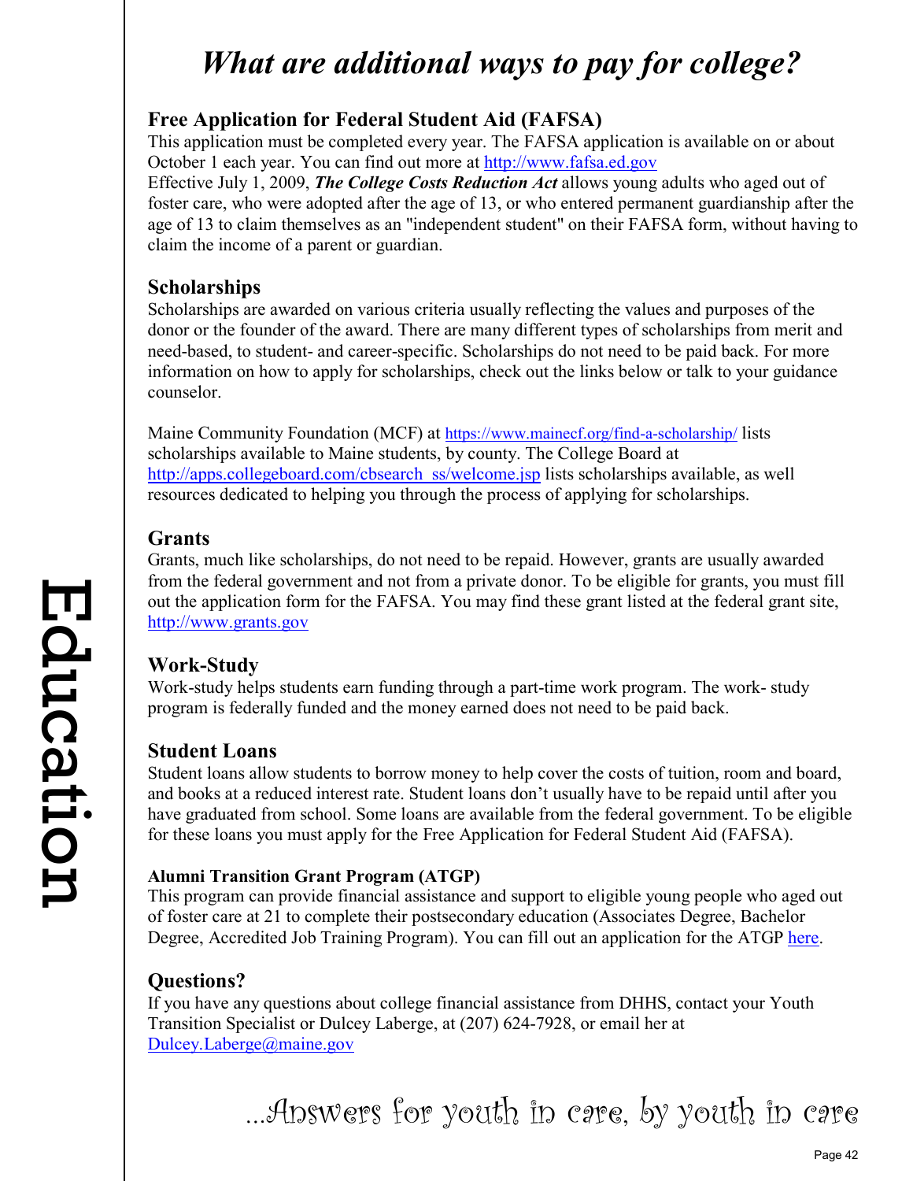# *What are additional ways to pay for college?*

## Free Application for Federal Student Aid (FAFSA)

This application must be completed every year. The FAFSA application is available on or about October 1 each year. You can find out more at http://www.fafsa.ed.gov

Effective July 1, 2009, ***The College Costs Reduction Act*** allows young adults who aged out of foster care, who were adopted after the age of 13, or who entered permanent guardianship after the age of 13 to claim themselves as an "independent student" on their FAFSA form, without having to claim the income of a parent or guardian.

## Scholarships

Scholarships are awarded on various criteria usually reflecting the values and purposes of the donor or the founder of the award. There are many different types of scholarships from merit and need-based, to student- and career-specific. Scholarships do not need to be paid back. For more information on how to apply for scholarships, check out the links below or talk to your guidance counselor.

Maine Community Foundation (MCF) at https://www.mainecf.org/find-a-scholarship/ lists scholarships available to Maine students, by county. The College Board at http://apps.collegeboard.com/cbsearch_ss/welcome.jsp lists scholarships available, as well resources dedicated to helping you through the process of applying for scholarships.

## Grants

Grants, much like scholarships, do not need to be repaid. However, grants are usually awarded from the federal government and not from a private donor. To be eligible for grants, you must fill out the application form for the FAFSA. You may find these grant listed at the federal grant site, http://www.grants.gov

## Work-Study

Work-study helps students earn funding through a part-time work program. The work- study program is federally funded and the money earned does not need to be paid back.

## Student Loans

Student loans allow students to borrow money to help cover the costs of tuition, room and board, and books at a reduced interest rate. Student loans don't usually have to be repaid until after you have graduated from school. Some loans are available from the federal government. To be eligible for these loans you must apply for the Free Application for Federal Student Aid (FAFSA).

### Alumni Transition Grant Program (ATGP)

This program can provide financial assistance and support to eligible young people who aged out of foster care at 21 to complete their postsecondary education (Associates Degree, Bachelor Degree, Accredited Job Training Program). You can fill out an application for the ATGP here.

## Questions?

If you have any questions about college financial assistance from DHHS, contact your Youth Transition Specialist or Dulcey Laberge, at (207) 624-7928, or email her at Dulcey.Laberge@maine.gov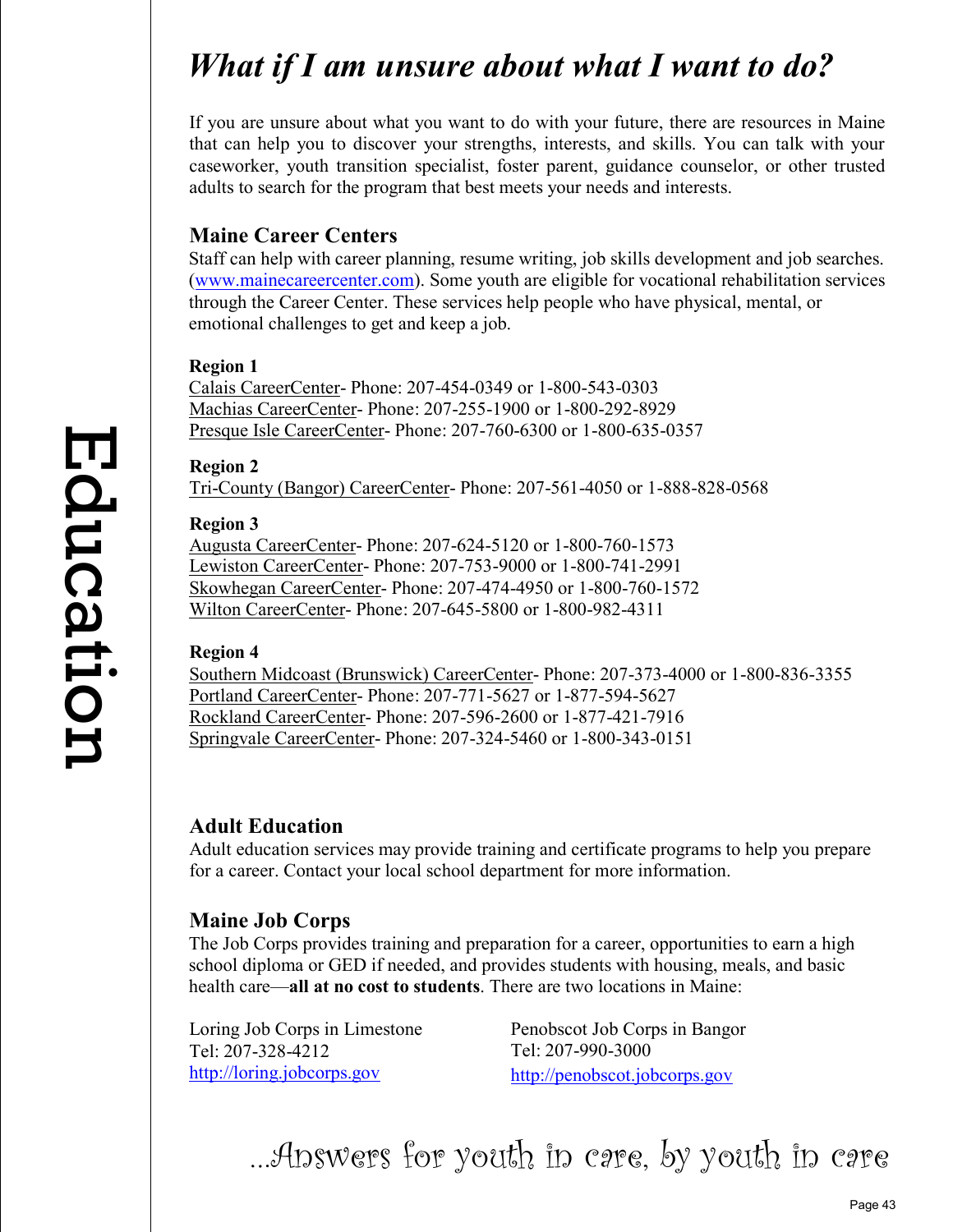# *What if I am unsure about what I want to do?*

If you are unsure about what you want to do with your future, there are resources in Maine that can help you to discover your strengths, interests, and skills. You can talk with your caseworker, youth transition specialist, foster parent, guidance counselor, or other trusted adults to search for the program that best meets your needs and interests.

## Maine Career Centers

Staff can help with career planning, resume writing, job skills development and job searches. (www.mainecareercenter.com). Some youth are eligible for vocational rehabilitation services through the Career Center. These services help people who have physical, mental, or emotional challenges to get and keep a job.

**Region 1**

Calais CareerCenter- Phone: 207-454-0349 or 1-800-543-0303
Machias CareerCenter- Phone: 207-255-1900 or 1-800-292-8929
Presque Isle CareerCenter- Phone: 207-760-6300 or 1-800-635-0357

**Region 2**

Tri-County (Bangor) CareerCenter- Phone: 207-561-4050 or 1-888-828-0568

**Region 3**

Augusta CareerCenter- Phone: 207-624-5120 or 1-800-760-1573
Lewiston CareerCenter- Phone: 207-753-9000 or 1-800-741-2991
Skowhegan CareerCenter- Phone: 207-474-4950 or 1-800-760-1572
Wilton CareerCenter- Phone: 207-645-5800 or 1-800-982-4311

**Region 4**

Southern Midcoast (Brunswick) CareerCenter- Phone: 207-373-4000 or 1-800-836-3355
Portland CareerCenter- Phone: 207-771-5627 or 1-877-594-5627
Rockland CareerCenter- Phone: 207-596-2600 or 1-877-421-7916
Springvale CareerCenter- Phone: 207-324-5460 or 1-800-343-0151

## Adult Education

Adult education services may provide training and certificate programs to help you prepare for a career. Contact your local school department for more information.

## Maine Job Corps

The Job Corps provides training and preparation for a career, opportunities to earn a high school diploma or GED if needed, and provides students with housing, meals, and basic health care—**all at no cost to students**. There are two locations in Maine:

Loring Job Corps in Limestone
Tel: 207-328-4212
http://loring.jobcorps.gov

Penobscot Job Corps in Bangor
Tel: 207-990-3000
http://penobscot.jobcorps.gov